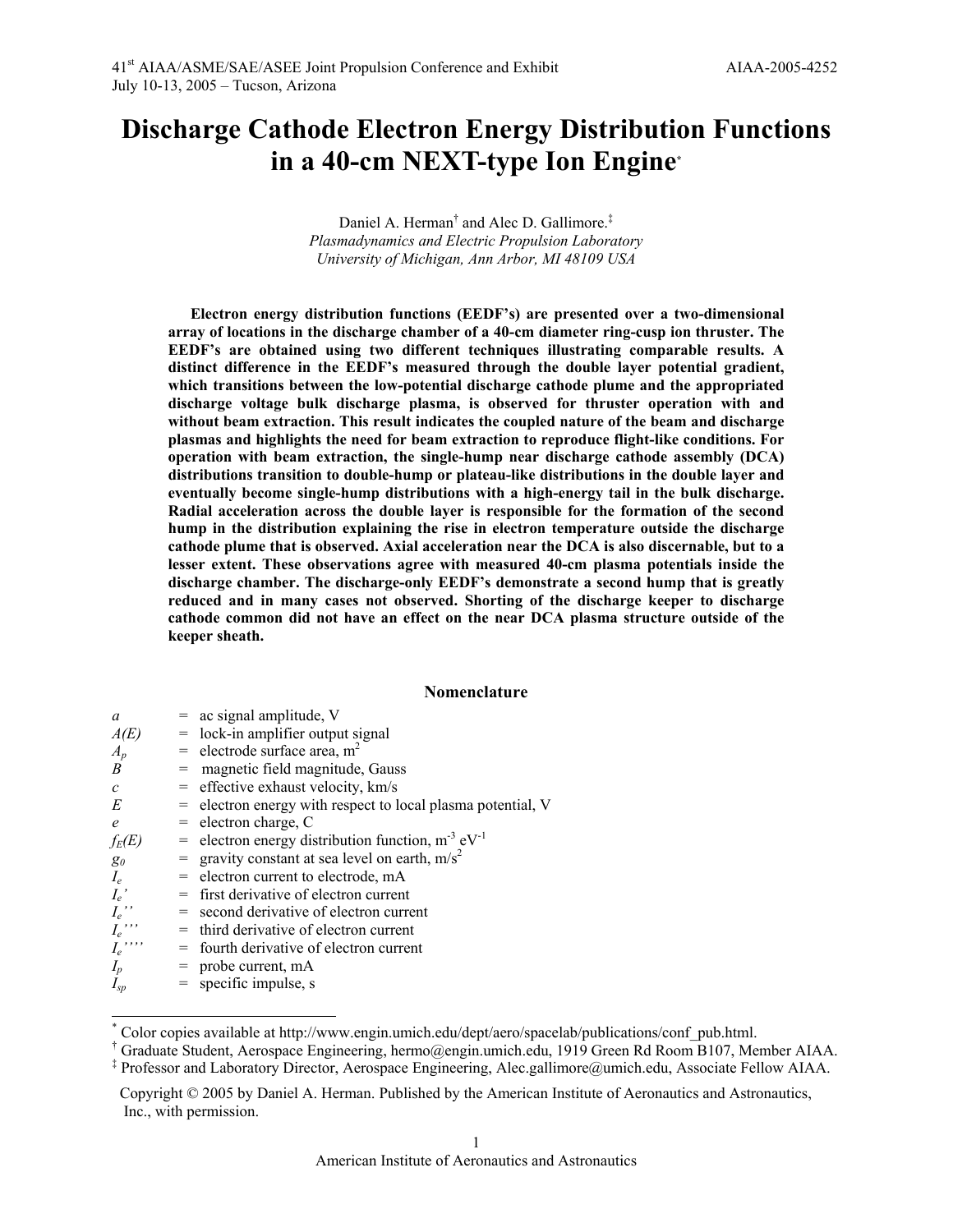41st AIAA/ASME/SAE/ASEE Joint Propulsion Conference and Exhibit
July 10-13, 2005 – Tucson, Arizona

AIAA-2005-4252

# Discharge Cathode Electron Energy Distribution Functions in a 40-cm NEXT-type Ion Engine[*]

Daniel A. Herman[†] and Alec D. Gallimore.[‡]
*Plasmadynamics and Electric Propulsion Laboratory*
*University of Michigan, Ann Arbor, MI 48109 USA*

**Electron energy distribution functions (EEDF's) are presented over a two-dimensional array of locations in the discharge chamber of a 40-cm diameter ring-cusp ion thruster. The EEDF's are obtained using two different techniques illustrating comparable results. A distinct difference in the EEDF's measured through the double layer potential gradient, which transitions between the low-potential discharge cathode plume and the appropriated discharge voltage bulk discharge plasma, is observed for thruster operation with and without beam extraction. This result indicates the coupled nature of the beam and discharge plasmas and highlights the need for beam extraction to reproduce flight-like conditions. For operation with beam extraction, the single-hump near discharge cathode assembly (DCA) distributions transition to double-hump or plateau-like distributions in the double layer and eventually become single-hump distributions with a high-energy tail in the bulk discharge. Radial acceleration across the double layer is responsible for the formation of the second hump in the distribution explaining the rise in electron temperature outside the discharge cathode plume that is observed. Axial acceleration near the DCA is also discernable, but to a lesser extent. These observations agree with measured 40-cm plasma potentials inside the discharge chamber. The discharge-only EEDF's demonstrate a second hump that is greatly reduced and in many cases not observed. Shorting of the discharge keeper to discharge cathode common did not have an effect on the near DCA plasma structure outside of the keeper sheath.**

## Nomenclature

| | | |
|---|---|---|
| $a$ | = | ac signal amplitude, V |
| $A(E)$ | = | lock-in amplifier output signal |
| $A_p$ | = | electrode surface area, m$^2$ |
| $B$ | = | magnetic field magnitude, Gauss |
| $c$ | = | effective exhaust velocity, km/s |
| $E$ | = | electron energy with respect to local plasma potential, V |
| $e$ | = | electron charge, C |
| $f_E(E)$ | = | electron energy distribution function, m$^{-3}$ eV$^{-1}$ |
| $g_0$ | = | gravity constant at sea level on earth, m/s$^2$ |
| $I_e$ | = | electron current to electrode, mA |
| $I_e'$ | = | first derivative of electron current |
| $I_e''$ | = | second derivative of electron current |
| $I_e'''$ | = | third derivative of electron current |
| $I_e''''$ | = | fourth derivative of electron current |
| $I_p$ | = | probe current, mA |
| $I_{sp}$ | = | specific impulse, s |

---

[*] Color copies available at http://www.engin.umich.edu/dept/aero/spacelab/publications/conf_pub.html.
[†] Graduate Student, Aerospace Engineering, hermo@engin.umich.edu, 1919 Green Rd Room B107, Member AIAA.
[‡] Professor and Laboratory Director, Aerospace Engineering, Alec.gallimore@umich.edu, Associate Fellow AIAA.

Copyright © 2005 by Daniel A. Herman. Published by the American Institute of Aeronautics and Astronautics, Inc., with permission.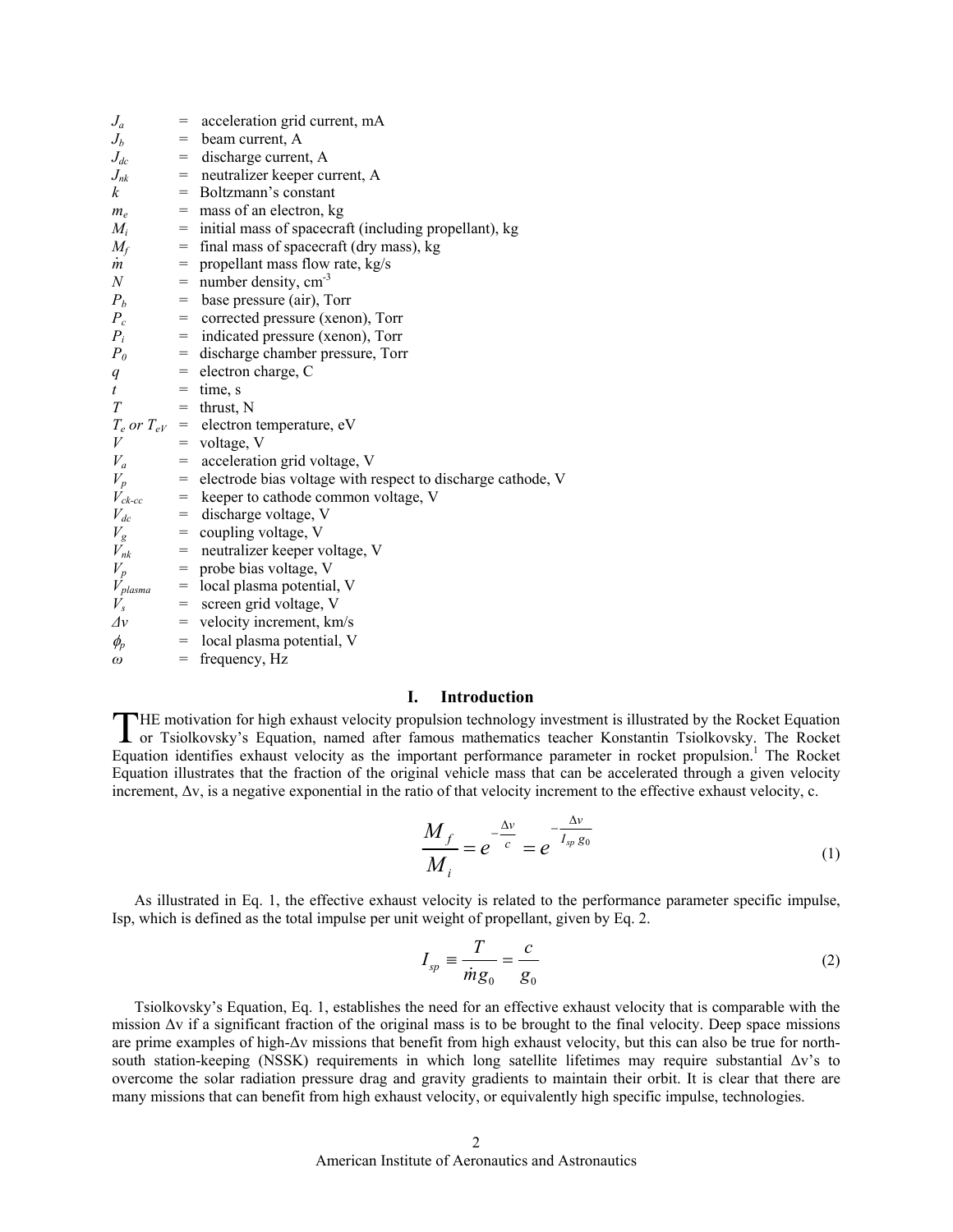$J_a$ = acceleration grid current, mA
$J_b$ = beam current, A
$J_{dc}$ = discharge current, A
$J_{nk}$ = neutralizer keeper current, A
$k$ = Boltzmann's constant
$m_e$ = mass of an electron, kg
$M_i$ = initial mass of spacecraft (including propellant), kg
$M_f$ = final mass of spacecraft (dry mass), kg
$\dot{m}$ = propellant mass flow rate, kg/s
$N$ = number density, $cm^{-3}$
$P_b$ = base pressure (air), Torr
$P_c$ = corrected pressure (xenon), Torr
$P_i$ = indicated pressure (xenon), Torr
$P_0$ = discharge chamber pressure, Torr
$q$ = electron charge, C
$t$ = time, s
$T$ = thrust, N
$T_e$ or $T_{eV}$ = electron temperature, eV
$V$ = voltage, V
$V_a$ = acceleration grid voltage, V
$V_p$ = electrode bias voltage with respect to discharge cathode, V
$V_{ck\text{-}cc}$ = keeper to cathode common voltage, V
$V_{dc}$ = discharge voltage, V
$V_g$ = coupling voltage, V
$V_{nk}$ = neutralizer keeper voltage, V
$V_p$ = probe bias voltage, V
$V_{plasma}$ = local plasma potential, V
$V_s$ = screen grid voltage, V
$\Delta v$ = velocity increment, km/s
$\phi_p$ = local plasma potential, V
$\omega$ = frequency, Hz

## I. Introduction

THE motivation for high exhaust velocity propulsion technology investment is illustrated by the Rocket Equation or Tsiolkovsky's Equation, named after famous mathematics teacher Konstantin Tsiolkovsky. The Rocket Equation identifies exhaust velocity as the important performance parameter in rocket propulsion.[1] The Rocket Equation illustrates that the fraction of the original vehicle mass that can be accelerated through a given velocity increment, Δv, is a negative exponential in the ratio of that velocity increment to the effective exhaust velocity, c.

$$\frac{M_f}{M_i} = e^{-\frac{\Delta v}{c}} = e^{-\frac{\Delta v}{I_{sp}\, g_0}} \tag{1}$$

As illustrated in Eq. 1, the effective exhaust velocity is related to the performance parameter specific impulse, Isp, which is defined as the total impulse per unit weight of propellant, given by Eq. 2.

$$I_{sp} \equiv \frac{T}{\dot{m} g_0} = \frac{c}{g_0} \tag{2}$$

Tsiolkovsky's Equation, Eq. 1, establishes the need for an effective exhaust velocity that is comparable with the mission Δv if a significant fraction of the original mass is to be brought to the final velocity. Deep space missions are prime examples of high-Δv missions that benefit from high exhaust velocity, but this can also be true for north-south station-keeping (NSSK) requirements in which long satellite lifetimes may require substantial Δv's to overcome the solar radiation pressure drag and gravity gradients to maintain their orbit. It is clear that there are many missions that can benefit from high exhaust velocity, or equivalently high specific impulse, technologies.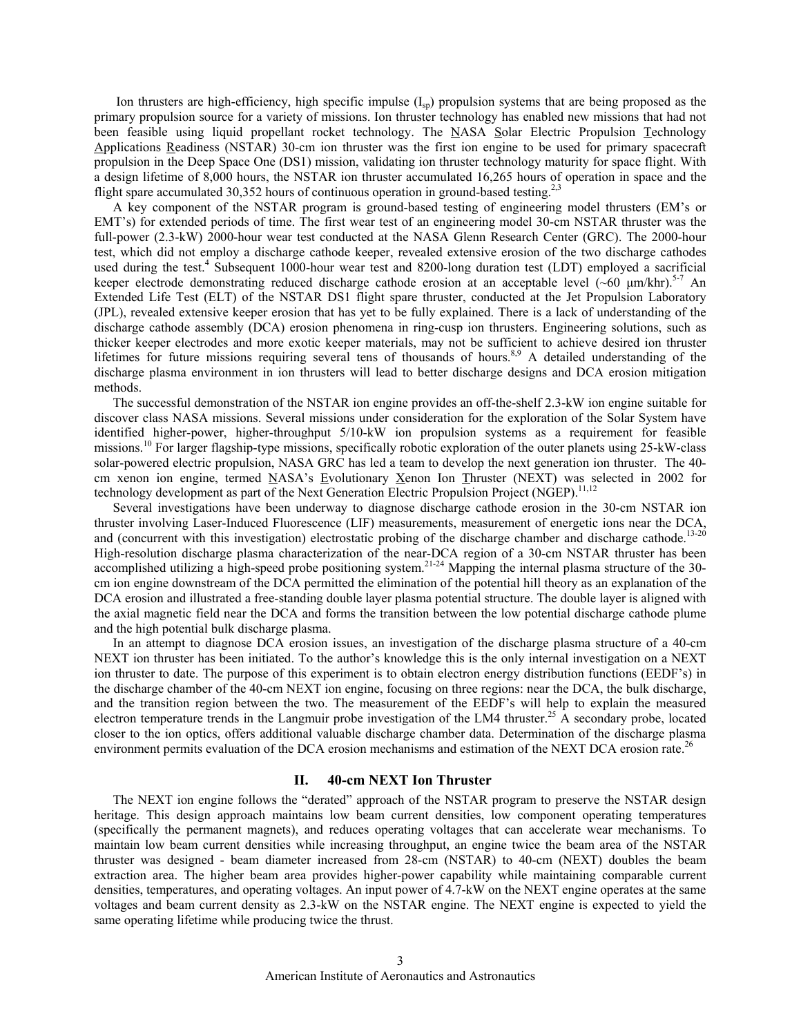Ion thrusters are high-efficiency, high specific impulse ($I_{sp}$) propulsion systems that are being proposed as the primary propulsion source for a variety of missions. Ion thruster technology has enabled new missions that had not been feasible using liquid propellant rocket technology. The NASA Solar Electric Propulsion Technology Applications Readiness (NSTAR) 30-cm ion thruster was the first ion engine to be used for primary spacecraft propulsion in the Deep Space One (DS1) mission, validating ion thruster technology maturity for space flight. With a design lifetime of 8,000 hours, the NSTAR ion thruster accumulated 16,265 hours of operation in space and the flight spare accumulated 30,352 hours of continuous operation in ground-based testing.[2,3]

A key component of the NSTAR program is ground-based testing of engineering model thrusters (EM's or EMT's) for extended periods of time. The first wear test of an engineering model 30-cm NSTAR thruster was the full-power (2.3-kW) 2000-hour wear test conducted at the NASA Glenn Research Center (GRC). The 2000-hour test, which did not employ a discharge cathode keeper, revealed extensive erosion of the two discharge cathodes used during the test.[4] Subsequent 1000-hour wear test and 8200-long duration test (LDT) employed a sacrificial keeper electrode demonstrating reduced discharge cathode erosion at an acceptable level (~60 μm/khr).[5-7] An Extended Life Test (ELT) of the NSTAR DS1 flight spare thruster, conducted at the Jet Propulsion Laboratory (JPL), revealed extensive keeper erosion that has yet to be fully explained. There is a lack of understanding of the discharge cathode assembly (DCA) erosion phenomena in ring-cusp ion thrusters. Engineering solutions, such as thicker keeper electrodes and more exotic keeper materials, may not be sufficient to achieve desired ion thruster lifetimes for future missions requiring several tens of thousands of hours.[8,9] A detailed understanding of the discharge plasma environment in ion thrusters will lead to better discharge designs and DCA erosion mitigation methods.

The successful demonstration of the NSTAR ion engine provides an off-the-shelf 2.3-kW ion engine suitable for discover class NASA missions. Several missions under consideration for the exploration of the Solar System have identified higher-power, higher-throughput 5/10-kW ion propulsion systems as a requirement for feasible missions.[10] For larger flagship-type missions, specifically robotic exploration of the outer planets using 25-kW-class solar-powered electric propulsion, NASA GRC has led a team to develop the next generation ion thruster. The 40-cm xenon ion engine, termed NASA's Evolutionary Xenon Ion Thruster (NEXT) was selected in 2002 for technology development as part of the Next Generation Electric Propulsion Project (NGEP).[11,12]

Several investigations have been underway to diagnose discharge cathode erosion in the 30-cm NSTAR ion thruster involving Laser-Induced Fluorescence (LIF) measurements, measurement of energetic ions near the DCA, and (concurrent with this investigation) electrostatic probing of the discharge chamber and discharge cathode.[13-20] High-resolution discharge plasma characterization of the near-DCA region of a 30-cm NSTAR thruster has been accomplished utilizing a high-speed probe positioning system.[21-24] Mapping the internal plasma structure of the 30-cm ion engine downstream of the DCA permitted the elimination of the potential hill theory as an explanation of the DCA erosion and illustrated a free-standing double layer plasma potential structure. The double layer is aligned with the axial magnetic field near the DCA and forms the transition between the low potential discharge cathode plume and the high potential bulk discharge plasma.

In an attempt to diagnose DCA erosion issues, an investigation of the discharge plasma structure of a 40-cm NEXT ion thruster has been initiated. To the author's knowledge this is the only internal investigation on a NEXT ion thruster to date. The purpose of this experiment is to obtain electron energy distribution functions (EEDF's) in the discharge chamber of the 40-cm NEXT ion engine, focusing on three regions: near the DCA, the bulk discharge, and the transition region between the two. The measurement of the EEDF's will help to explain the measured electron temperature trends in the Langmuir probe investigation of the LM4 thruster.[25] A secondary probe, located closer to the ion optics, offers additional valuable discharge chamber data. Determination of the discharge plasma environment permits evaluation of the DCA erosion mechanisms and estimation of the NEXT DCA erosion rate.[26]

## II. 40-cm NEXT Ion Thruster

The NEXT ion engine follows the "derated" approach of the NSTAR program to preserve the NSTAR design heritage. This design approach maintains low beam current densities, low component operating temperatures (specifically the permanent magnets), and reduces operating voltages that can accelerate wear mechanisms. To maintain low beam current densities while increasing throughput, an engine twice the beam area of the NSTAR thruster was designed - beam diameter increased from 28-cm (NSTAR) to 40-cm (NEXT) doubles the beam extraction area. The higher beam area provides higher-power capability while maintaining comparable current densities, temperatures, and operating voltages. An input power of 4.7-kW on the NEXT engine operates at the same voltages and beam current density as 2.3-kW on the NSTAR engine. The NEXT engine is expected to yield the same operating lifetime while producing twice the thrust.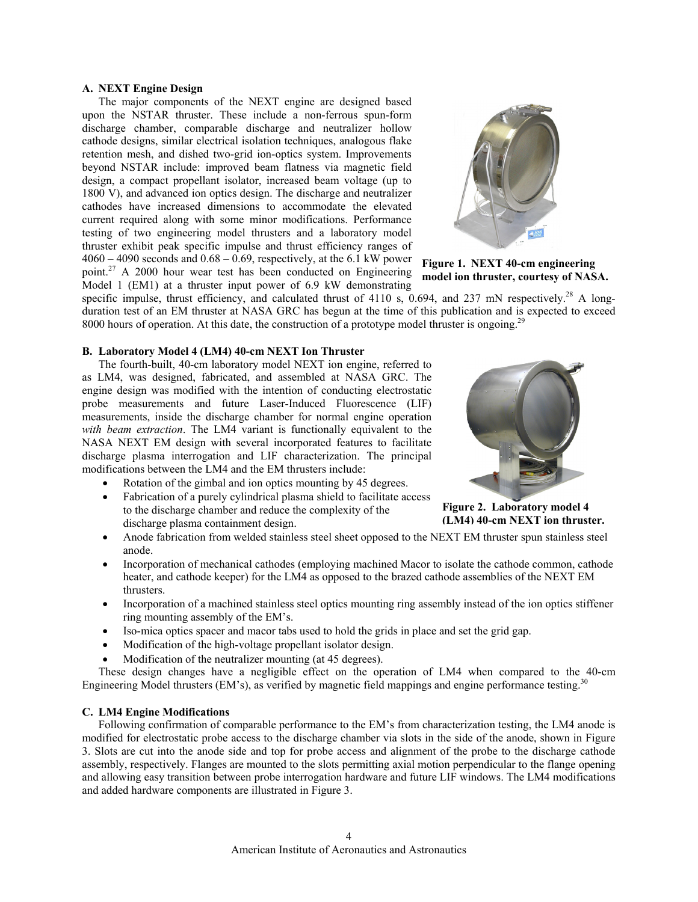### A. NEXT Engine Design

The major components of the NEXT engine are designed based upon the NSTAR thruster. These include a non-ferrous spun-form discharge chamber, comparable discharge and neutralizer hollow cathode designs, similar electrical isolation techniques, analogous flake retention mesh, and dished two-grid ion-optics system. Improvements beyond NSTAR include: improved beam flatness via magnetic field design, a compact propellant isolator, increased beam voltage (up to 1800 V), and advanced ion optics design. The discharge and neutralizer cathodes have increased dimensions to accommodate the elevated current required along with some minor modifications. Performance testing of two engineering model thrusters and a laboratory model thruster exhibit peak specific impulse and thrust efficiency ranges of 4060 – 4090 seconds and 0.68 – 0.69, respectively, at the 6.1 kW power point.[27] A 2000 hour wear test has been conducted on Engineering Model 1 (EM1) at a thruster input power of 6.9 kW demonstrating specific impulse, thrust efficiency, and calculated thrust of 4110 s, 0.694, and 237 mN respectively.[28] A long-duration test of an EM thruster at NASA GRC has begun at the time of this publication and is expected to exceed 8000 hours of operation. At this date, the construction of a prototype model thruster is ongoing.[29]

**Figure 1. NEXT 40-cm engineering model ion thruster, courtesy of NASA.**

### B. Laboratory Model 4 (LM4) 40-cm NEXT Ion Thruster

The fourth-built, 40-cm laboratory model NEXT ion engine, referred to as LM4, was designed, fabricated, and assembled at NASA GRC. The engine design was modified with the intention of conducting electrostatic probe measurements and future Laser-Induced Fluorescence (LIF) measurements, inside the discharge chamber for normal engine operation *with beam extraction*. The LM4 variant is functionally equivalent to the NASA NEXT EM design with several incorporated features to facilitate discharge plasma interrogation and LIF characterization. The principal modifications between the LM4 and the EM thrusters include:

- Rotation of the gimbal and ion optics mounting by 45 degrees.
- Fabrication of a purely cylindrical plasma shield to facilitate access to the discharge chamber and reduce the complexity of the discharge plasma containment design.
- Anode fabrication from welded stainless steel sheet opposed to the NEXT EM thruster spun stainless steel anode.
- Incorporation of mechanical cathodes (employing machined Macor to isolate the cathode common, cathode heater, and cathode keeper) for the LM4 as opposed to the brazed cathode assemblies of the NEXT EM thrusters.
- Incorporation of a machined stainless steel optics mounting ring assembly instead of the ion optics stiffener ring mounting assembly of the EM's.
- Iso-mica optics spacer and macor tabs used to hold the grids in place and set the grid gap.
- Modification of the high-voltage propellant isolator design.
- Modification of the neutralizer mounting (at 45 degrees).

**Figure 2. Laboratory model 4 (LM4) 40-cm NEXT ion thruster.**

These design changes have a negligible effect on the operation of LM4 when compared to the 40-cm Engineering Model thrusters (EM's), as verified by magnetic field mappings and engine performance testing.[30]

### C. LM4 Engine Modifications

Following confirmation of comparable performance to the EM's from characterization testing, the LM4 anode is modified for electrostatic probe access to the discharge chamber via slots in the side of the anode, shown in Figure 3. Slots are cut into the anode side and top for probe access and alignment of the probe to the discharge cathode assembly, respectively. Flanges are mounted to the slots permitting axial motion perpendicular to the flange opening and allowing easy transition between probe interrogation hardware and future LIF windows. The LM4 modifications and added hardware components are illustrated in Figure 3.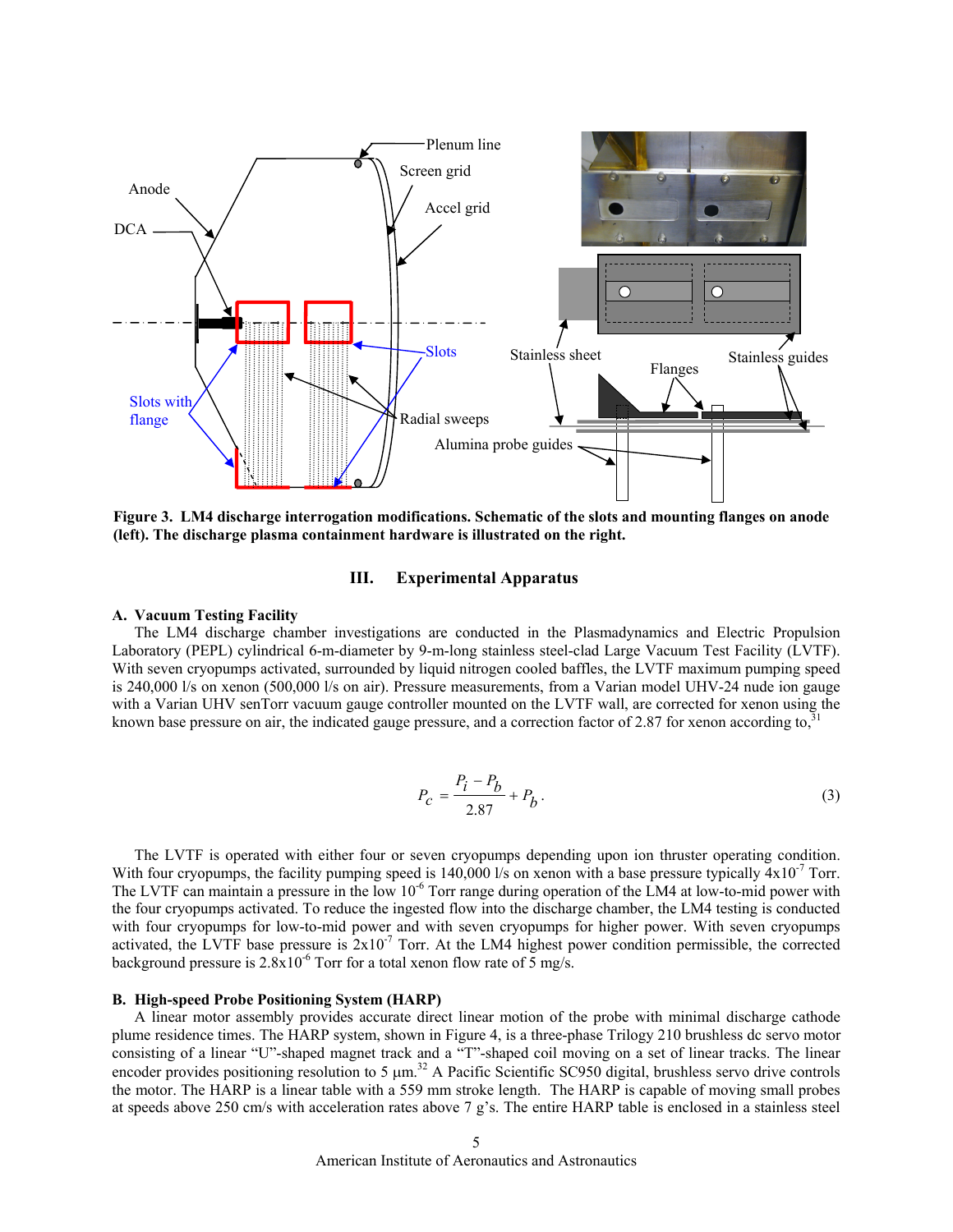Figure 3. LM4 discharge interrogation modifications. Schematic of the slots and mounting flanges on anode (left). The discharge plasma containment hardware is illustrated on the right.

## III. Experimental Apparatus

### A. Vacuum Testing Facility

The LM4 discharge chamber investigations are conducted in the Plasmadynamics and Electric Propulsion Laboratory (PEPL) cylindrical 6-m-diameter by 9-m-long stainless steel-clad Large Vacuum Test Facility (LVTF). With seven cryopumps activated, surrounded by liquid nitrogen cooled baffles, the LVTF maximum pumping speed is 240,000 l/s on xenon (500,000 l/s on air). Pressure measurements, from a Varian model UHV-24 nude ion gauge with a Varian UHV senTorr vacuum gauge controller mounted on the LVTF wall, are corrected for xenon using the known base pressure on air, the indicated gauge pressure, and a correction factor of 2.87 for xenon according to,[31]

$$P_c = \frac{P_i - P_b}{2.87} + P_b . \tag{3}$$

The LVTF is operated with either four or seven cryopumps depending upon ion thruster operating condition. With four cryopumps, the facility pumping speed is 140,000 l/s on xenon with a base pressure typically $4\text{x}10^{-7}$ Torr. The LVTF can maintain a pressure in the low $10^{-6}$ Torr range during operation of the LM4 at low-to-mid power with the four cryopumps activated. To reduce the ingested flow into the discharge chamber, the LM4 testing is conducted with four cryopumps for low-to-mid power and with seven cryopumps for higher power. With seven cryopumps activated, the LVTF base pressure is $2\text{x}10^{-7}$ Torr. At the LM4 highest power condition permissible, the corrected background pressure is $2.8\text{x}10^{-6}$ Torr for a total xenon flow rate of 5 mg/s.

### B. High-speed Probe Positioning System (HARP)

A linear motor assembly provides accurate direct linear motion of the probe with minimal discharge cathode plume residence times. The HARP system, shown in Figure 4, is a three-phase Trilogy 210 brushless dc servo motor consisting of a linear "U"-shaped magnet track and a "T"-shaped coil moving on a set of linear tracks. The linear encoder provides positioning resolution to 5 µm.[32] A Pacific Scientific SC950 digital, brushless servo drive controls the motor. The HARP is a linear table with a 559 mm stroke length. The HARP is capable of moving small probes at speeds above 250 cm/s with acceleration rates above 7 g's. The entire HARP table is enclosed in a stainless steel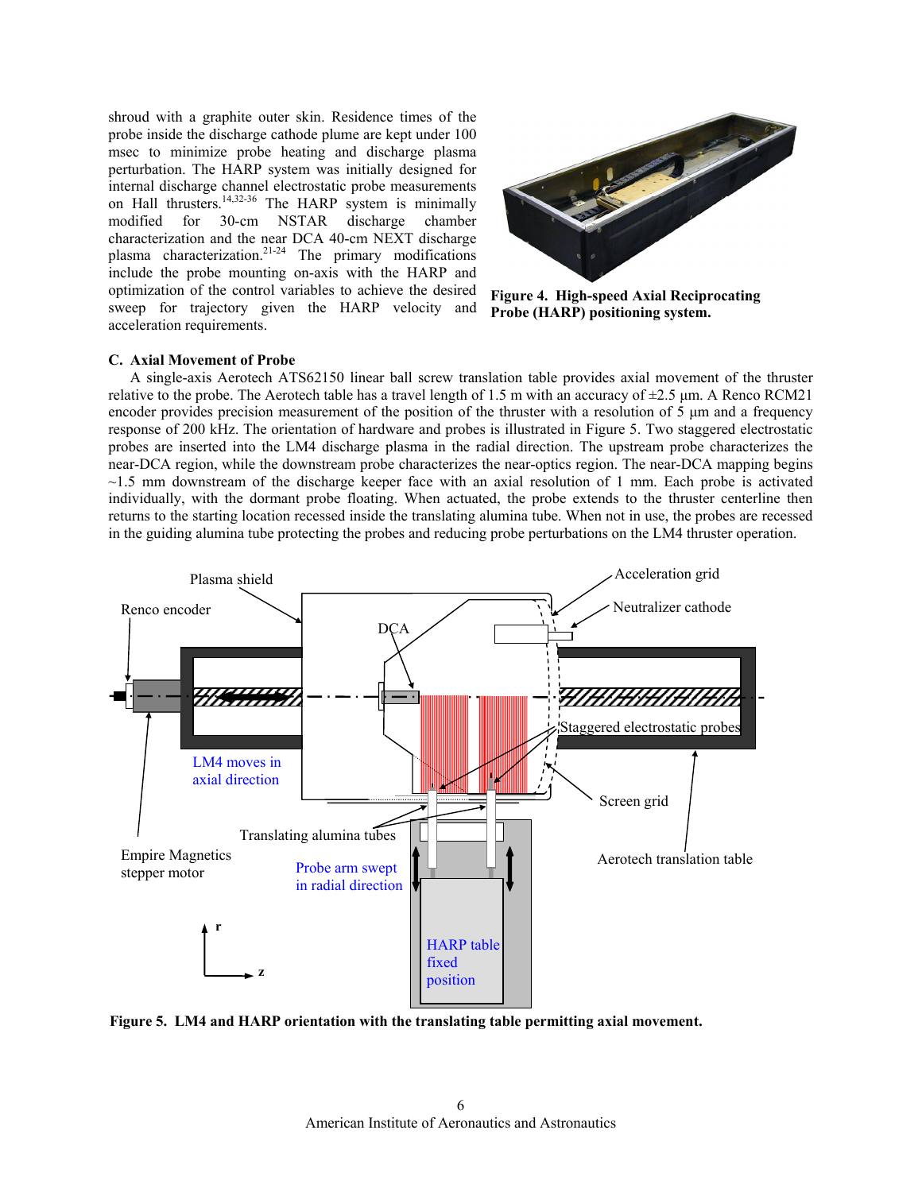shroud with a graphite outer skin. Residence times of the probe inside the discharge cathode plume are kept under 100 msec to minimize probe heating and discharge plasma perturbation. The HARP system was initially designed for internal discharge channel electrostatic probe measurements on Hall thrusters.[14,32-36] The HARP system is minimally modified for 30-cm NSTAR discharge chamber characterization and the near DCA 40-cm NEXT discharge plasma characterization.[21-24] The primary modifications include the probe mounting on-axis with the HARP and optimization of the control variables to achieve the desired sweep for trajectory given the HARP velocity and acceleration requirements.

**Figure 4. High-speed Axial Reciprocating Probe (HARP) positioning system.**

### C. Axial Movement of Probe

A single-axis Aerotech ATS62150 linear ball screw translation table provides axial movement of the thruster relative to the probe. The Aerotech table has a travel length of 1.5 m with an accuracy of ±2.5 µm. A Renco RCM21 encoder provides precision measurement of the position of the thruster with a resolution of 5 µm and a frequency response of 200 kHz. The orientation of hardware and probes is illustrated in Figure 5. Two staggered electrostatic probes are inserted into the LM4 discharge plasma in the radial direction. The upstream probe characterizes the near-DCA region, while the downstream probe characterizes the near-optics region. The near-DCA mapping begins ~1.5 mm downstream of the discharge keeper face with an axial resolution of 1 mm. Each probe is activated individually, with the dormant probe floating. When actuated, the probe extends to the thruster centerline then returns to the starting location recessed inside the translating alumina tube. When not in use, the probes are recessed in the guiding alumina tube protecting the probes and reducing probe perturbations on the LM4 thruster operation.

**Figure 5. LM4 and HARP orientation with the translating table permitting axial movement.**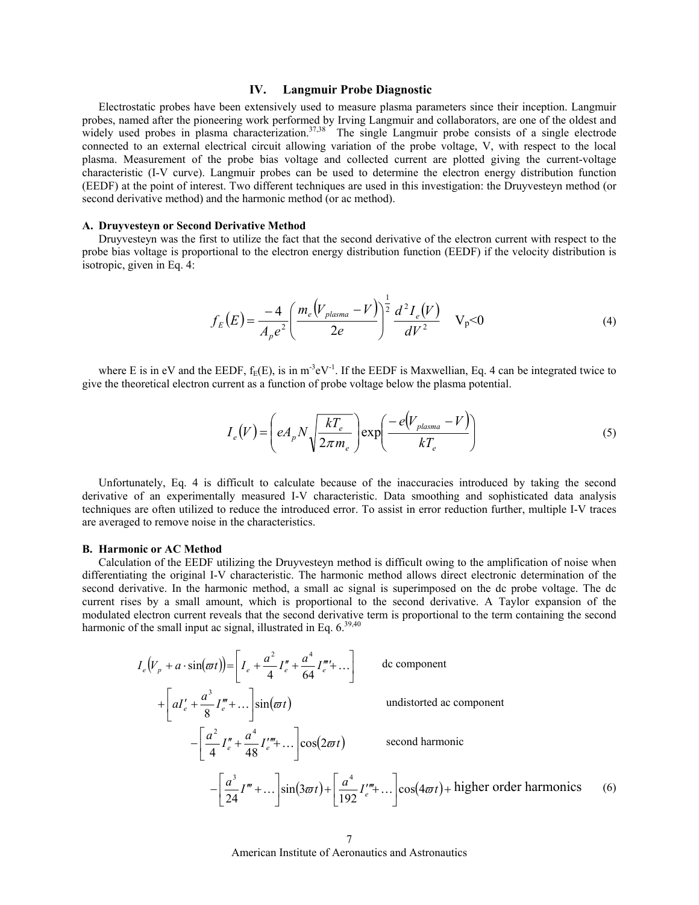## IV. Langmuir Probe Diagnostic

Electrostatic probes have been extensively used to measure plasma parameters since their inception. Langmuir probes, named after the pioneering work performed by Irving Langmuir and collaborators, are one of the oldest and widely used probes in plasma characterization.[37,38] The single Langmuir probe consists of a single electrode connected to an external electrical circuit allowing variation of the probe voltage, V, with respect to the local plasma. Measurement of the probe bias voltage and collected current are plotted giving the current-voltage characteristic (I-V curve). Langmuir probes can be used to determine the electron energy distribution function (EEDF) at the point of interest. Two different techniques are used in this investigation: the Druyvesteyn method (or second derivative method) and the harmonic method (or ac method).

### A. Druyvesteyn or Second Derivative Method

Druyvesteyn was the first to utilize the fact that the second derivative of the electron current with respect to the probe bias voltage is proportional to the electron energy distribution function (EEDF) if the velocity distribution is isotropic, given in Eq. 4:

$$f_E(E) = \frac{-4}{A_p e^2}\left(\frac{m_e\left(V_{plasma}-V\right)}{2e}\right)^{\frac{1}{2}} \frac{d^2 I_e(V)}{dV^2} \quad V_p<0 \tag{4}$$

where E is in eV and the EEDF, $f_E(E)$, is in $m^{-3}eV^{-1}$. If the EEDF is Maxwellian, Eq. 4 can be integrated twice to give the theoretical electron current as a function of probe voltage below the plasma potential.

$$I_e(V) = \left(eA_p N\sqrt{\frac{kT_e}{2\pi m_e}}\right)\exp\left(\frac{-e\left(V_{plasma}-V\right)}{kT_e}\right) \tag{5}$$

Unfortunately, Eq. 4 is difficult to calculate because of the inaccuracies introduced by taking the second derivative of an experimentally measured I-V characteristic. Data smoothing and sophisticated data analysis techniques are often utilized to reduce the introduced error. To assist in error reduction further, multiple I-V traces are averaged to remove noise in the characteristics.

### B. Harmonic or AC Method

Calculation of the EEDF utilizing the Druyvesteyn method is difficult owing to the amplification of noise when differentiating the original I-V characteristic. The harmonic method allows direct electronic determination of the second derivative. In the harmonic method, a small ac signal is superimposed on the dc probe voltage. The dc current rises by a small amount, which is proportional to the second derivative. A Taylor expansion of the modulated electron current reveals that the second derivative term is proportional to the term containing the second harmonic of the small input ac signal, illustrated in Eq. 6.[39,40]

$$
\begin{aligned}
I_e\left(V_p + a\cdot\sin(\varpi t)\right) = & \left[I_e + \frac{a^2}{4}I_e'' + \frac{a^4}{64}I_e'''' + \dots\right] && \text{dc component} \\
& + \left[aI_e' + \frac{a^3}{8}I_e''' + \dots\right]\sin(\varpi t) && \text{undistorted ac component} \\
& - \left[\frac{a^2}{4}I_e'' + \frac{a^4}{48}I_e'''' + \dots\right]\cos(2\varpi t) && \text{second harmonic} \\
& - \left[\frac{a^3}{24}I''' + \dots\right]\sin(3\varpi t) + \left[\frac{a^4}{192}I_e'''' + \dots\right]\cos(4\varpi t) + \text{higher order harmonics}
\end{aligned} \tag{6}
$$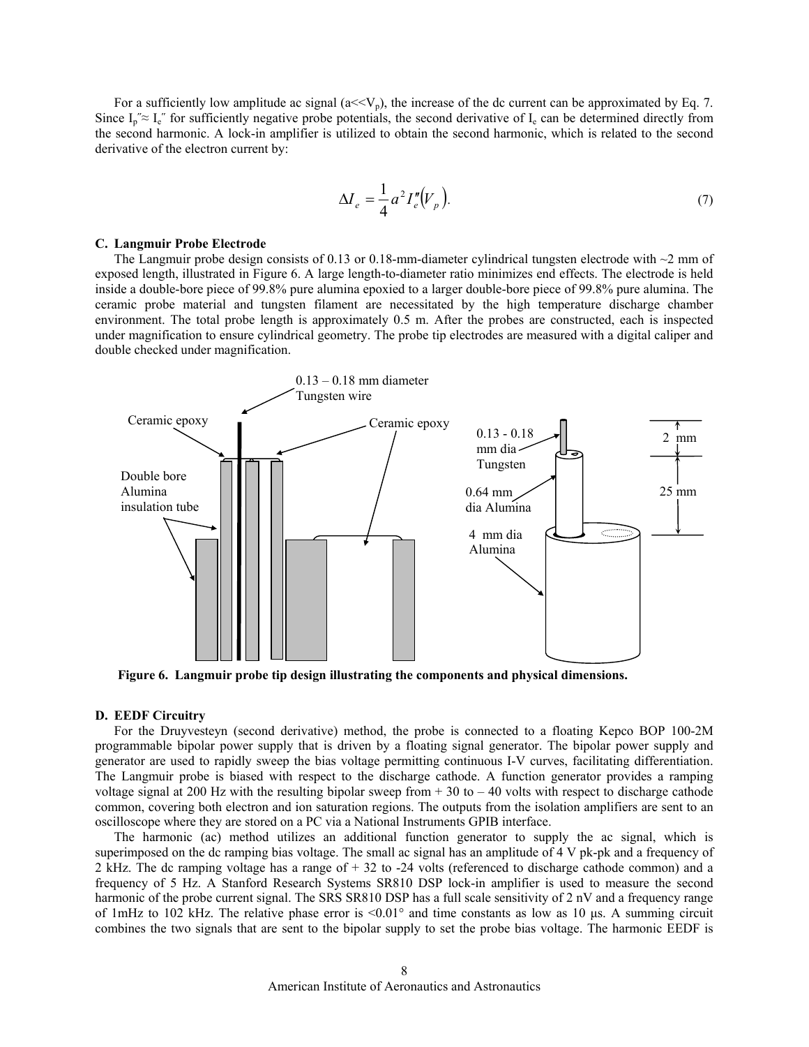For a sufficiently low amplitude ac signal ($a << V_p$), the increase of the dc current can be approximated by Eq. 7. Since $I_p'' \approx I_e''$ for sufficiently negative probe potentials, the second derivative of $I_e$ can be determined directly from the second harmonic. A lock-in amplifier is utilized to obtain the second harmonic, which is related to the second derivative of the electron current by:

$$\Delta I_e = \frac{1}{4} a^2 I_e''(V_p). \tag{7}$$

### C. Langmuir Probe Electrode

The Langmuir probe design consists of 0.13 or 0.18-mm-diameter cylindrical tungsten electrode with ~2 mm of exposed length, illustrated in Figure 6. A large length-to-diameter ratio minimizes end effects. The electrode is held inside a double-bore piece of 99.8% pure alumina epoxied to a larger double-bore piece of 99.8% pure alumina. The ceramic probe material and tungsten filament are necessitated by the high temperature discharge chamber environment. The total probe length is approximately 0.5 m. After the probes are constructed, each is inspected under magnification to ensure cylindrical geometry. The probe tip electrodes are measured with a digital caliper and double checked under magnification.

**Figure 6. Langmuir probe tip design illustrating the components and physical dimensions.**

### D. EEDF Circuitry

For the Druyvesteyn (second derivative) method, the probe is connected to a floating Kepco BOP 100-2M programmable bipolar power supply that is driven by a floating signal generator. The bipolar power supply and generator are used to rapidly sweep the bias voltage permitting continuous I-V curves, facilitating differentiation. The Langmuir probe is biased with respect to the discharge cathode. A function generator provides a ramping voltage signal at 200 Hz with the resulting bipolar sweep from + 30 to – 40 volts with respect to discharge cathode common, covering both electron and ion saturation regions. The outputs from the isolation amplifiers are sent to an oscilloscope where they are stored on a PC via a National Instruments GPIB interface.

The harmonic (ac) method utilizes an additional function generator to supply the ac signal, which is superimposed on the dc ramping bias voltage. The small ac signal has an amplitude of 4 V pk-pk and a frequency of 2 kHz. The dc ramping voltage has a range of + 32 to -24 volts (referenced to discharge cathode common) and a frequency of 5 Hz. A Stanford Research Systems SR810 DSP lock-in amplifier is used to measure the second harmonic of the probe current signal. The SRS SR810 DSP has a full scale sensitivity of 2 nV and a frequency range of 1mHz to 102 kHz. The relative phase error is <0.01° and time constants as low as 10 μs. A summing circuit combines the two signals that are sent to the bipolar supply to set the probe bias voltage. The harmonic EEDF is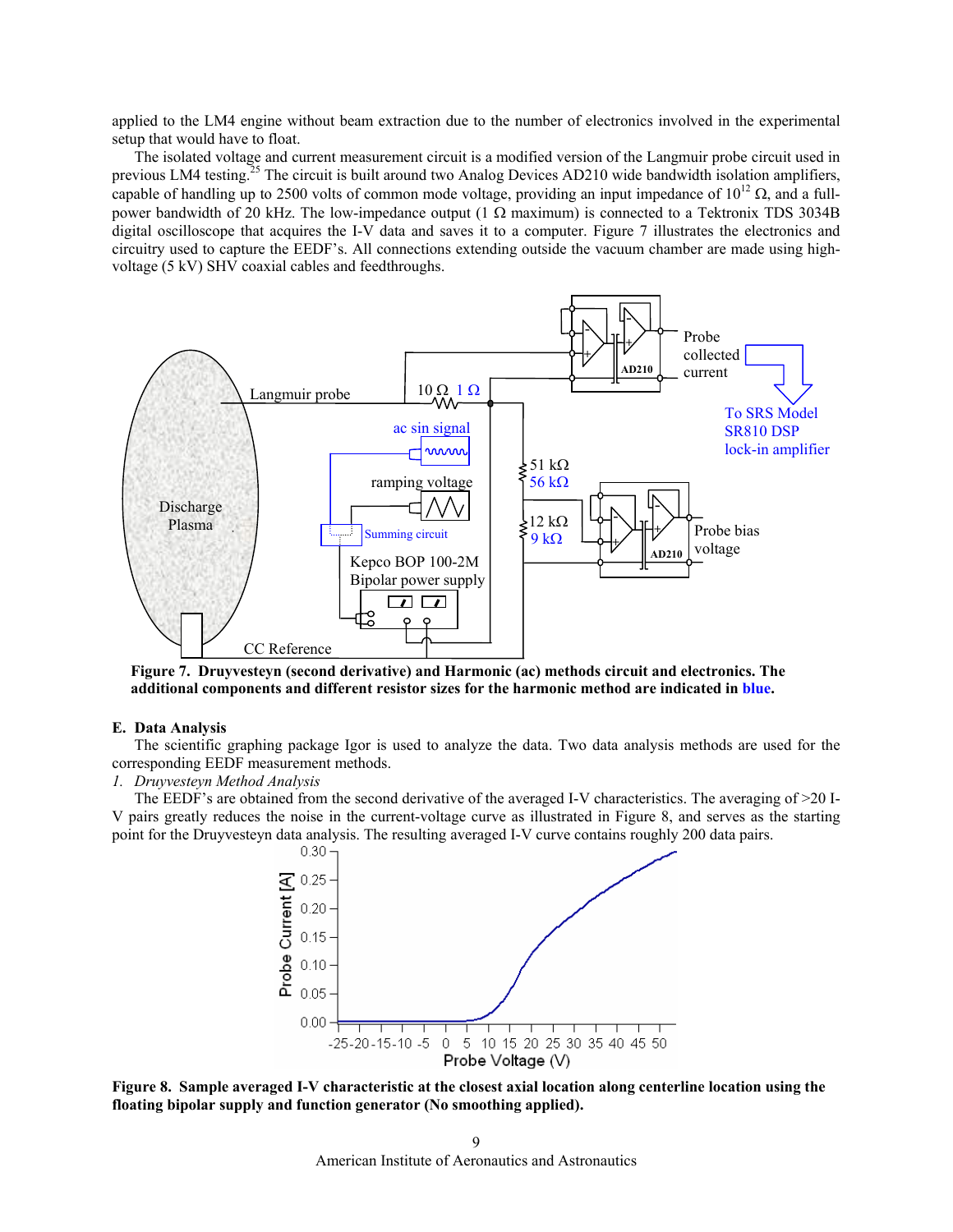applied to the LM4 engine without beam extraction due to the number of electronics involved in the experimental setup that would have to float.

The isolated voltage and current measurement circuit is a modified version of the Langmuir probe circuit used in previous LM4 testing.[25] The circuit is built around two Analog Devices AD210 wide bandwidth isolation amplifiers, capable of handling up to 2500 volts of common mode voltage, providing an input impedance of $10^{12}$ Ω, and a full-power bandwidth of 20 kHz. The low-impedance output (1 Ω maximum) is connected to a Tektronix TDS 3034B digital oscilloscope that acquires the I-V data and saves it to a computer. Figure 7 illustrates the electronics and circuitry used to capture the EEDF's. All connections extending outside the vacuum chamber are made using high-voltage (5 kV) SHV coaxial cables and feedthroughs.

**Figure 7. Druyvesteyn (second derivative) and Harmonic (ac) methods circuit and electronics. The additional components and different resistor sizes for the harmonic method are indicated in blue.**

### E. Data Analysis

The scientific graphing package Igor is used to analyze the data. Two data analysis methods are used for the corresponding EEDF measurement methods.

*1. Druyvesteyn Method Analysis*

The EEDF's are obtained from the second derivative of the averaged I-V characteristics. The averaging of >20 I-V pairs greatly reduces the noise in the current-voltage curve as illustrated in Figure 8, and serves as the starting point for the Druyvesteyn data analysis. The resulting averaged I-V curve contains roughly 200 data pairs.

**Figure 8. Sample averaged I-V characteristic at the closest axial location along centerline location using the floating bipolar supply and function generator (No smoothing applied).**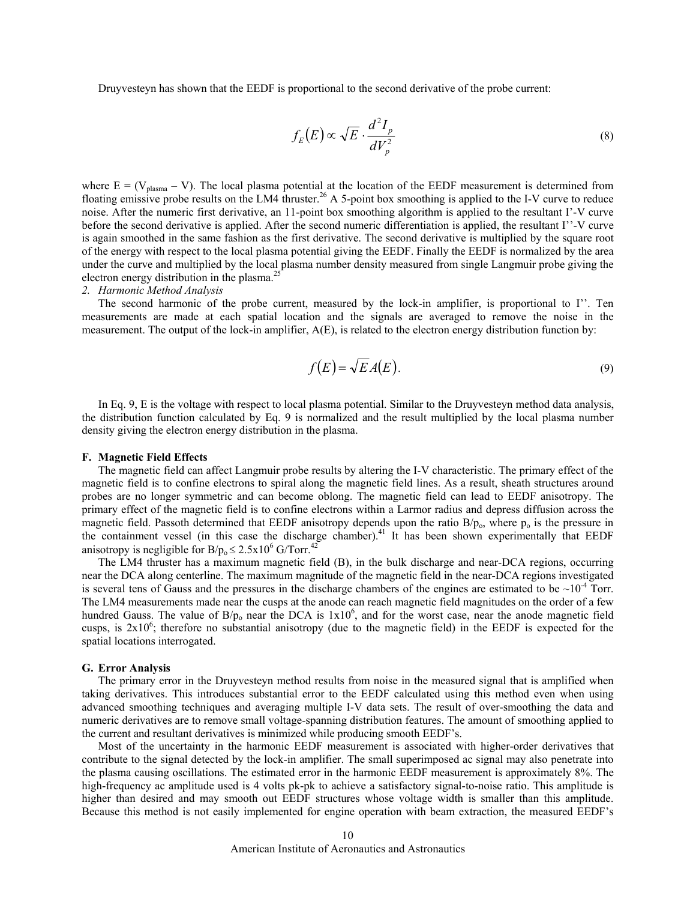Druyvesteyn has shown that the EEDF is proportional to the second derivative of the probe current:

$$f_E(E) \propto \sqrt{E} \cdot \frac{d^2 I_p}{dV_p^2} \tag{8}$$

where E = ($V_{plasma}$ – V). The local plasma potential at the location of the EEDF measurement is determined from floating emissive probe results on the LM4 thruster.[26] A 5-point box smoothing is applied to the I-V curve to reduce noise. After the numeric first derivative, an 11-point box smoothing algorithm is applied to the resultant I'-V curve before the second derivative is applied. After the second numeric differentiation is applied, the resultant I''-V curve is again smoothed in the same fashion as the first derivative. The second derivative is multiplied by the square root of the energy with respect to the local plasma potential giving the EEDF. Finally the EEDF is normalized by the area under the curve and multiplied by the local plasma number density measured from single Langmuir probe giving the electron energy distribution in the plasma.[25]

*2. Harmonic Method Analysis*

The second harmonic of the probe current, measured by the lock-in amplifier, is proportional to I''. Ten measurements are made at each spatial location and the signals are averaged to remove the noise in the measurement. The output of the lock-in amplifier, A(E), is related to the electron energy distribution function by:

$$f(E) = \sqrt{E}\,A(E). \tag{9}$$

In Eq. 9, E is the voltage with respect to local plasma potential. Similar to the Druyvesteyn method data analysis, the distribution function calculated by Eq. 9 is normalized and the result multiplied by the local plasma number density giving the electron energy distribution in the plasma.

### F. Magnetic Field Effects

The magnetic field can affect Langmuir probe results by altering the I-V characteristic. The primary effect of the magnetic field is to confine electrons to spiral along the magnetic field lines. As a result, sheath structures around probes are no longer symmetric and can become oblong. The magnetic field can lead to EEDF anisotropy. The primary effect of the magnetic field is to confine electrons within a Larmor radius and depress diffusion across the magnetic field. Passoth determined that EEDF anisotropy depends upon the ratio $B/p_o$, where $p_o$ is the pressure in the containment vessel (in this case the discharge chamber).[41] It has been shown experimentally that EEDF anisotropy is negligible for $B/p_o \leq 2.5\times10^6$ G/Torr.[42]

The LM4 thruster has a maximum magnetic field (B), in the bulk discharge and near-DCA regions, occurring near the DCA along centerline. The maximum magnitude of the magnetic field in the near-DCA regions investigated is several tens of Gauss and the pressures in the discharge chambers of the engines are estimated to be $\sim10^{-4}$ Torr. The LM4 measurements made near the cusps at the anode can reach magnetic field magnitudes on the order of a few hundred Gauss. The value of $B/p_o$ near the DCA is $1\times10^6$, and for the worst case, near the anode magnetic field cusps, is $2\times10^6$; therefore no substantial anisotropy (due to the magnetic field) in the EEDF is expected for the spatial locations interrogated.

### G. Error Analysis

The primary error in the Druyvesteyn method results from noise in the measured signal that is amplified when taking derivatives. This introduces substantial error to the EEDF calculated using this method even when using advanced smoothing techniques and averaging multiple I-V data sets. The result of over-smoothing the data and numeric derivatives are to remove small voltage-spanning distribution features. The amount of smoothing applied to the current and resultant derivatives is minimized while producing smooth EEDF's.

Most of the uncertainty in the harmonic EEDF measurement is associated with higher-order derivatives that contribute to the signal detected by the lock-in amplifier. The small superimposed ac signal may also penetrate into the plasma causing oscillations. The estimated error in the harmonic EEDF measurement is approximately 8%. The high-frequency ac amplitude used is 4 volts pk-pk to achieve a satisfactory signal-to-noise ratio. This amplitude is higher than desired and may smooth out EEDF structures whose voltage width is smaller than this amplitude. Because this method is not easily implemented for engine operation with beam extraction, the measured EEDF's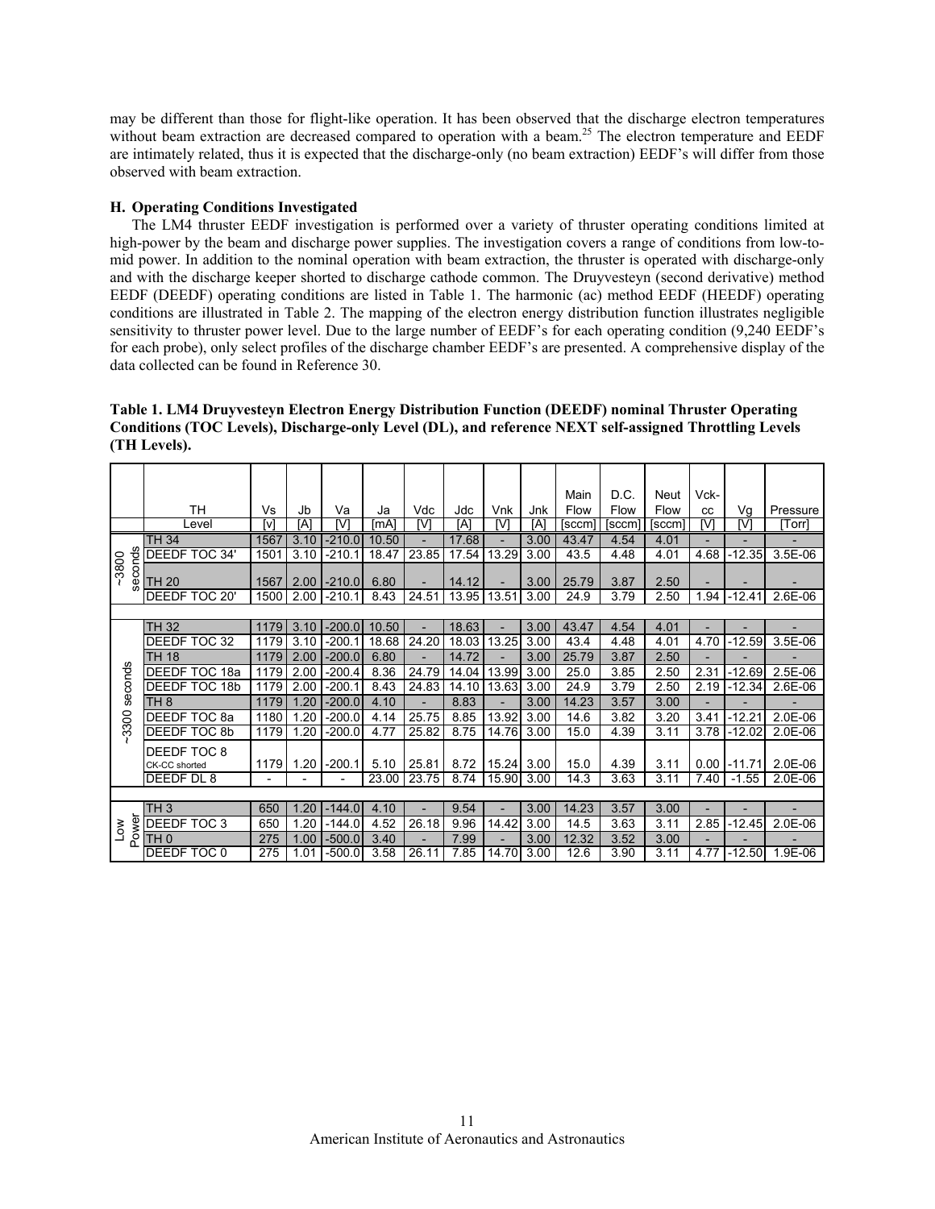may be different than those for flight-like operation. It has been observed that the discharge electron temperatures without beam extraction are decreased compared to operation with a beam.[25] The electron temperature and EEDF are intimately related, thus it is expected that the discharge-only (no beam extraction) EEDF's will differ from those observed with beam extraction.

### H. Operating Conditions Investigated

The LM4 thruster EEDF investigation is performed over a variety of thruster operating conditions limited at high-power by the beam and discharge power supplies. The investigation covers a range of conditions from low-to-mid power. In addition to the nominal operation with beam extraction, the thruster is operated with discharge-only and with the discharge keeper shorted to discharge cathode common. The Druyvesteyn (second derivative) method EEDF (DEEDF) operating conditions are listed in Table 1. The harmonic (ac) method EEDF (HEEDF) operating conditions are illustrated in Table 2. The mapping of the electron energy distribution function illustrates negligible sensitivity to thruster power level. Due to the large number of EEDF's for each operating condition (9,240 EEDF's for each probe), only select profiles of the discharge chamber EEDF's are presented. A comprehensive display of the data collected can be found in Reference 30.

**Table 1. LM4 Druyvesteyn Electron Energy Distribution Function (DEEDF) nominal Thruster Operating Conditions (TOC Levels), Discharge-only Level (DL), and reference NEXT self-assigned Throttling Levels (TH Levels).**

| | TH Level | Vs [v] | Jb [A] | Va [V] | Ja [mA] | Vdc [V] | Jdc [A] | Vnk [V] | Jnk [A] | Main Flow [sccm] | D.C. Flow [sccm] | Neut Flow [sccm] | Vck-cc [V] | Vg [V] | Pressure [Torr] |
|---|---|---|---|---|---|---|---|---|---|---|---|---|---|---|---|
| ~3800 seconds | TH 34 | 1567 | 3.10 | -210.0 | 10.50 | - | 17.68 | - | 3.00 | 43.47 | 4.54 | 4.01 | - | - | - |
| | DEEDF TOC 34' | 1501 | 3.10 | -210.1 | 18.47 | 23.85 | 17.54 | 13.29 | 3.00 | 43.5 | 4.48 | 4.01 | 4.68 | -12.35 | 3.5E-06 |
| | TH 20 | 1567 | 2.00 | -210.0 | 6.80 | - | 14.12 | - | 3.00 | 25.79 | 3.87 | 2.50 | - | - | - |
| | DEEDF TOC 20' | 1500 | 2.00 | -210.1 | 8.43 | 24.51 | 13.95 | 13.51 | 3.00 | 24.9 | 3.79 | 2.50 | 1.94 | -12.41 | 2.6E-06 |
| ~3300 seconds | TH 32 | 1179 | 3.10 | -200.0 | 10.50 | - | 18.63 | - | 3.00 | 43.47 | 4.54 | 4.01 | - | - | - |
| | DEEDF TOC 32 | 1179 | 3.10 | -200.1 | 18.68 | 24.20 | 18.03 | 13.25 | 3.00 | 43.4 | 4.48 | 4.01 | 4.70 | -12.59 | 3.5E-06 |
| | TH 18 | 1179 | 2.00 | -200.0 | 6.80 | - | 14.72 | - | 3.00 | 25.79 | 3.87 | 2.50 | - | - | - |
| | DEEDF TOC 18a | 1179 | 2.00 | -200.4 | 8.36 | 24.79 | 14.04 | 13.99 | 3.00 | 25.0 | 3.85 | 2.50 | 2.31 | -12.69 | 2.5E-06 |
| | DEEDF TOC 18b | 1179 | 2.00 | -200.1 | 8.43 | 24.83 | 14.10 | 13.63 | 3.00 | 24.9 | 3.79 | 2.50 | 2.19 | -12.34 | 2.6E-06 |
| | TH 8 | 1179 | 1.20 | -200.0 | 4.10 | - | 8.83 | - | 3.00 | 14.23 | 3.57 | 3.00 | - | - | - |
| | DEEDF TOC 8a | 1180 | 1.20 | -200.0 | 4.14 | 25.75 | 8.85 | 13.92 | 3.00 | 14.6 | 3.82 | 3.20 | 3.41 | -12.21 | 2.0E-06 |
| | DEEDF TOC 8b | 1179 | 1.20 | -200.0 | 4.77 | 25.82 | 8.75 | 14.76 | 3.00 | 15.0 | 4.39 | 3.11 | 3.78 | -12.02 | 2.0E-06 |
| | DEEDF TOC 8 CK-CC shorted | 1179 | 1.20 | -200.1 | 5.10 | 25.81 | 8.72 | 15.24 | 3.00 | 15.0 | 4.39 | 3.11 | 0.00 | -11.71 | 2.0E-06 |
| | DEEDF DL 8 | - | - | - | 23.00 | 23.75 | 8.74 | 15.90 | 3.00 | 14.3 | 3.63 | 3.11 | 7.40 | -1.55 | 2.0E-06 |
| Low Power | TH 3 | 650 | 1.20 | -144.0 | 4.10 | - | 9.54 | - | 3.00 | 14.23 | 3.57 | 3.00 | - | - | - |
| | DEEDF TOC 3 | 650 | 1.20 | -144.0 | 4.52 | 26.18 | 9.96 | 14.42 | 3.00 | 14.5 | 3.63 | 3.11 | 2.85 | -12.45 | 2.0E-06 |
| | TH 0 | 275 | 1.00 | -500.0 | 3.40 | - | 7.99 | - | 3.00 | 12.32 | 3.52 | 3.00 | - | - | - |
| | DEEDF TOC 0 | 275 | 1.01 | -500.0 | 3.58 | 26.11 | 7.85 | 14.70 | 3.00 | 12.6 | 3.90 | 3.11 | 4.77 | -12.50 | 1.9E-06 |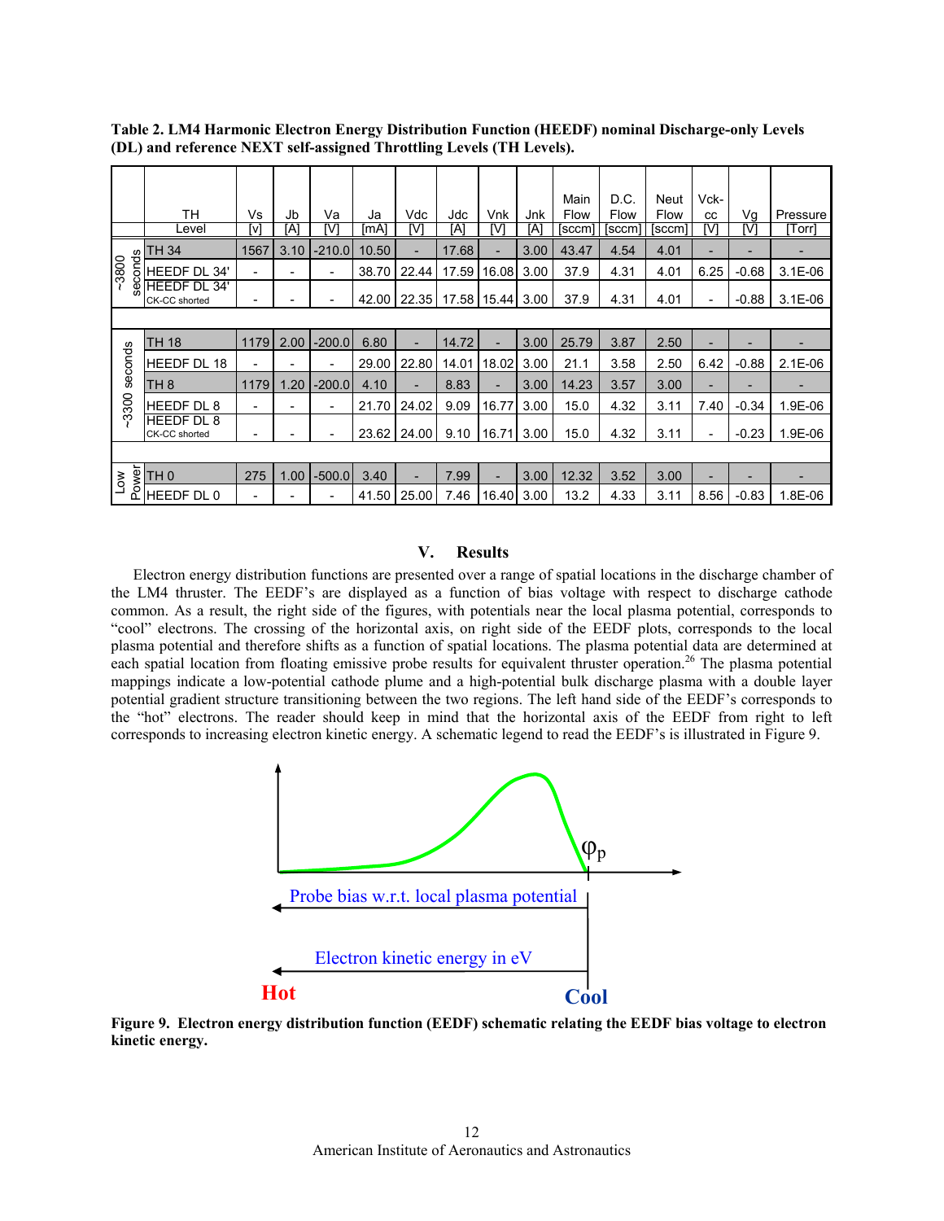**Table 2. LM4 Harmonic Electron Energy Distribution Function (HEEDF) nominal Discharge-only Levels (DL) and reference NEXT self-assigned Throttling Levels (TH Levels).**

| | TH Level | Vs [v] | Jb [A] | Va [V] | Ja [mA] | Vdc [V] | Jdc [A] | Vnk [V] | Jnk [A] | Main Flow [sccm] | D.C. Flow [sccm] | Neut Flow [sccm] | Vck-cc [V] | Vg [V] | Pressure [Torr] |
|---|---|---|---|---|---|---|---|---|---|---|---|---|---|---|---|
| ~3800 seconds | TH 34 | 1567 | 3.10 | -210.0 | 10.50 | - | 17.68 | - | 3.00 | 43.47 | 4.54 | 4.01 | - | - | - |
| | HEEDF DL 34' | - | - | - | 38.70 | 22.44 | 17.59 | 16.08 | 3.00 | 37.9 | 4.31 | 4.01 | 6.25 | -0.68 | 3.1E-06 |
| | HEEDF DL 34' CK-CC shorted | - | - | - | 42.00 | 22.35 | 17.58 | 15.44 | 3.00 | 37.9 | 4.31 | 4.01 | - | -0.88 | 3.1E-06 |
| | | | | | | | | | | | | | | | |
| ~3300 seconds | TH 18 | 1179 | 2.00 | -200.0 | 6.80 | - | 14.72 | - | 3.00 | 25.79 | 3.87 | 2.50 | - | - | - |
| | HEEDF DL 18 | - | - | - | 29.00 | 22.80 | 14.01 | 18.02 | 3.00 | 21.1 | 3.58 | 2.50 | 6.42 | -0.88 | 2.1E-06 |
| | TH 8 | 1179 | 1.20 | -200.0 | 4.10 | - | 8.83 | - | 3.00 | 14.23 | 3.57 | 3.00 | - | - | - |
| | HEEDF DL 8 | - | - | - | 21.70 | 24.02 | 9.09 | 16.77 | 3.00 | 15.0 | 4.32 | 3.11 | 7.40 | -0.34 | 1.9E-06 |
| | HEEDF DL 8 CK-CC shorted | - | - | - | 23.62 | 24.00 | 9.10 | 16.71 | 3.00 | 15.0 | 4.32 | 3.11 | - | -0.23 | 1.9E-06 |
| | | | | | | | | | | | | | | | |
| Low Power | TH 0 | 275 | 1.00 | -500.0 | 3.40 | - | 7.99 | - | 3.00 | 12.32 | 3.52 | 3.00 | - | - | - |
| | HEEDF DL 0 | - | - | - | 41.50 | 25.00 | 7.46 | 16.40 | 3.00 | 13.2 | 4.33 | 3.11 | 8.56 | -0.83 | 1.8E-06 |

## V. Results

Electron energy distribution functions are presented over a range of spatial locations in the discharge chamber of the LM4 thruster. The EEDF's are displayed as a function of bias voltage with respect to discharge cathode common. As a result, the right side of the figures, with potentials near the local plasma potential, corresponds to "cool" electrons. The crossing of the horizontal axis, on right side of the EEDF plots, corresponds to the local plasma potential and therefore shifts as a function of spatial locations. The plasma potential data are determined at each spatial location from floating emissive probe results for equivalent thruster operation.[26] The plasma potential mappings indicate a low-potential cathode plume and a high-potential bulk discharge plasma with a double layer potential gradient structure transitioning between the two regions. The left hand side of the EEDF's corresponds to the "hot" electrons. The reader should keep in mind that the horizontal axis of the EEDF from right to left corresponds to increasing electron kinetic energy. A schematic legend to read the EEDF's is illustrated in Figure 9.

$\varphi_p$

Probe bias w.r.t. local plasma potential

Electron kinetic energy in eV

Hot

Cool

**Figure 9. Electron energy distribution function (EEDF) schematic relating the EEDF bias voltage to electron kinetic energy.**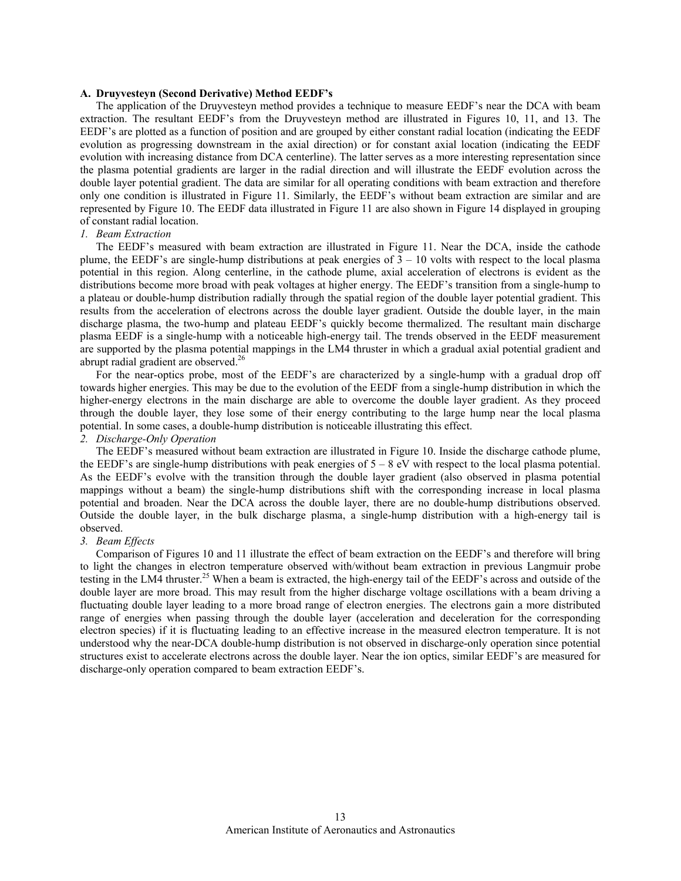### A. Druyvesteyn (Second Derivative) Method EEDF's

The application of the Druyvesteyn method provides a technique to measure EEDF's near the DCA with beam extraction. The resultant EEDF's from the Druyvesteyn method are illustrated in Figures 10, 11, and 13. The EEDF's are plotted as a function of position and are grouped by either constant radial location (indicating the EEDF evolution as progressing downstream in the axial direction) or for constant axial location (indicating the EEDF evolution with increasing distance from DCA centerline). The latter serves as a more interesting representation since the plasma potential gradients are larger in the radial direction and will illustrate the EEDF evolution across the double layer potential gradient. The data are similar for all operating conditions with beam extraction and therefore only one condition is illustrated in Figure 11. Similarly, the EEDF's without beam extraction are similar and are represented by Figure 10. The EEDF data illustrated in Figure 11 are also shown in Figure 14 displayed in grouping of constant radial location.

#### *1. Beam Extraction*

The EEDF's measured with beam extraction are illustrated in Figure 11. Near the DCA, inside the cathode plume, the EEDF's are single-hump distributions at peak energies of 3 – 10 volts with respect to the local plasma potential in this region. Along centerline, in the cathode plume, axial acceleration of electrons is evident as the distributions become more broad with peak voltages at higher energy. The EEDF's transition from a single-hump to a plateau or double-hump distribution radially through the spatial region of the double layer potential gradient. This results from the acceleration of electrons across the double layer gradient. Outside the double layer, in the main discharge plasma, the two-hump and plateau EEDF's quickly become thermalized. The resultant main discharge plasma EEDF is a single-hump with a noticeable high-energy tail. The trends observed in the EEDF measurement are supported by the plasma potential mappings in the LM4 thruster in which a gradual axial potential gradient and abrupt radial gradient are observed.[26]

For the near-optics probe, most of the EEDF's are characterized by a single-hump with a gradual drop off towards higher energies. This may be due to the evolution of the EEDF from a single-hump distribution in which the higher-energy electrons in the main discharge are able to overcome the double layer gradient. As they proceed through the double layer, they lose some of their energy contributing to the large hump near the local plasma potential. In some cases, a double-hump distribution is noticeable illustrating this effect.

#### *2. Discharge-Only Operation*

The EEDF's measured without beam extraction are illustrated in Figure 10. Inside the discharge cathode plume, the EEDF's are single-hump distributions with peak energies of 5 – 8 eV with respect to the local plasma potential. As the EEDF's evolve with the transition through the double layer gradient (also observed in plasma potential mappings without a beam) the single-hump distributions shift with the corresponding increase in local plasma potential and broaden. Near the DCA across the double layer, there are no double-hump distributions observed. Outside the double layer, in the bulk discharge plasma, a single-hump distribution with a high-energy tail is observed.

#### *3. Beam Effects*

Comparison of Figures 10 and 11 illustrate the effect of beam extraction on the EEDF's and therefore will bring to light the changes in electron temperature observed with/without beam extraction in previous Langmuir probe testing in the LM4 thruster.[25] When a beam is extracted, the high-energy tail of the EEDF's across and outside of the double layer are more broad. This may result from the higher discharge voltage oscillations with a beam driving a fluctuating double layer leading to a more broad range of electron energies. The electrons gain a more distributed range of energies when passing through the double layer (acceleration and deceleration for the corresponding electron species) if it is fluctuating leading to an effective increase in the measured electron temperature. It is not understood why the near-DCA double-hump distribution is not observed in discharge-only operation since potential structures exist to accelerate electrons across the double layer. Near the ion optics, similar EEDF's are measured for discharge-only operation compared to beam extraction EEDF's.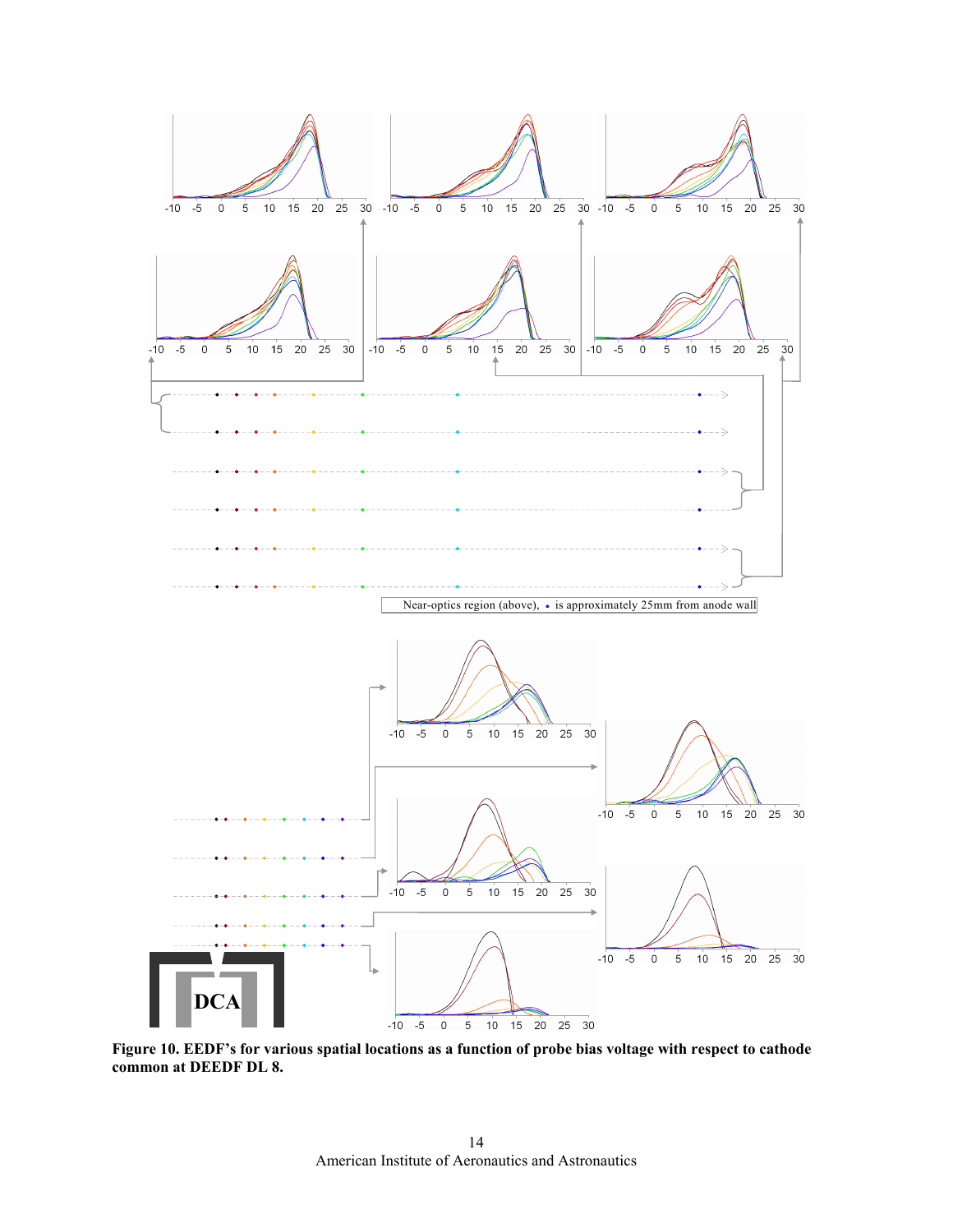Near-optics region (above), • is approximately 25mm from anode wall

DCA

**Figure 10. EEDF's for various spatial locations as a function of probe bias voltage with respect to cathode common at DEEDF DL 8.**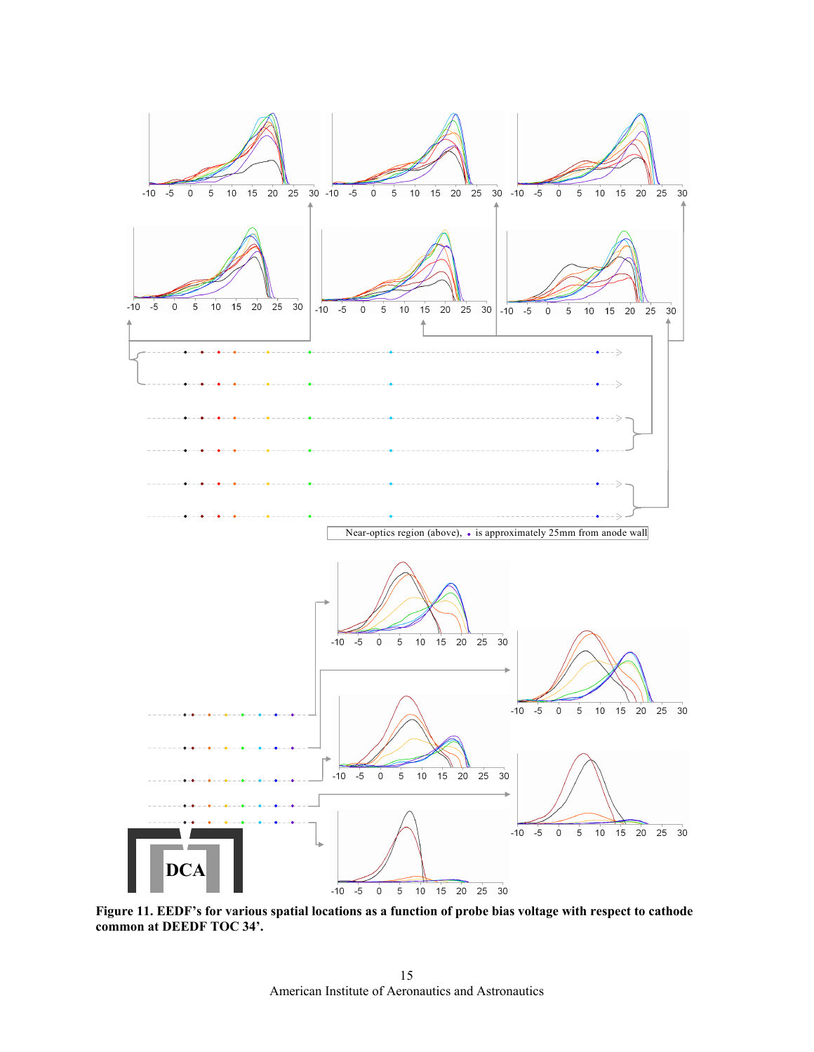Near-optics region (above), • is approximately 25mm from anode wall

**Figure 11. EEDF's for various spatial locations as a function of probe bias voltage with respect to cathode common at DEEDF TOC 34'.**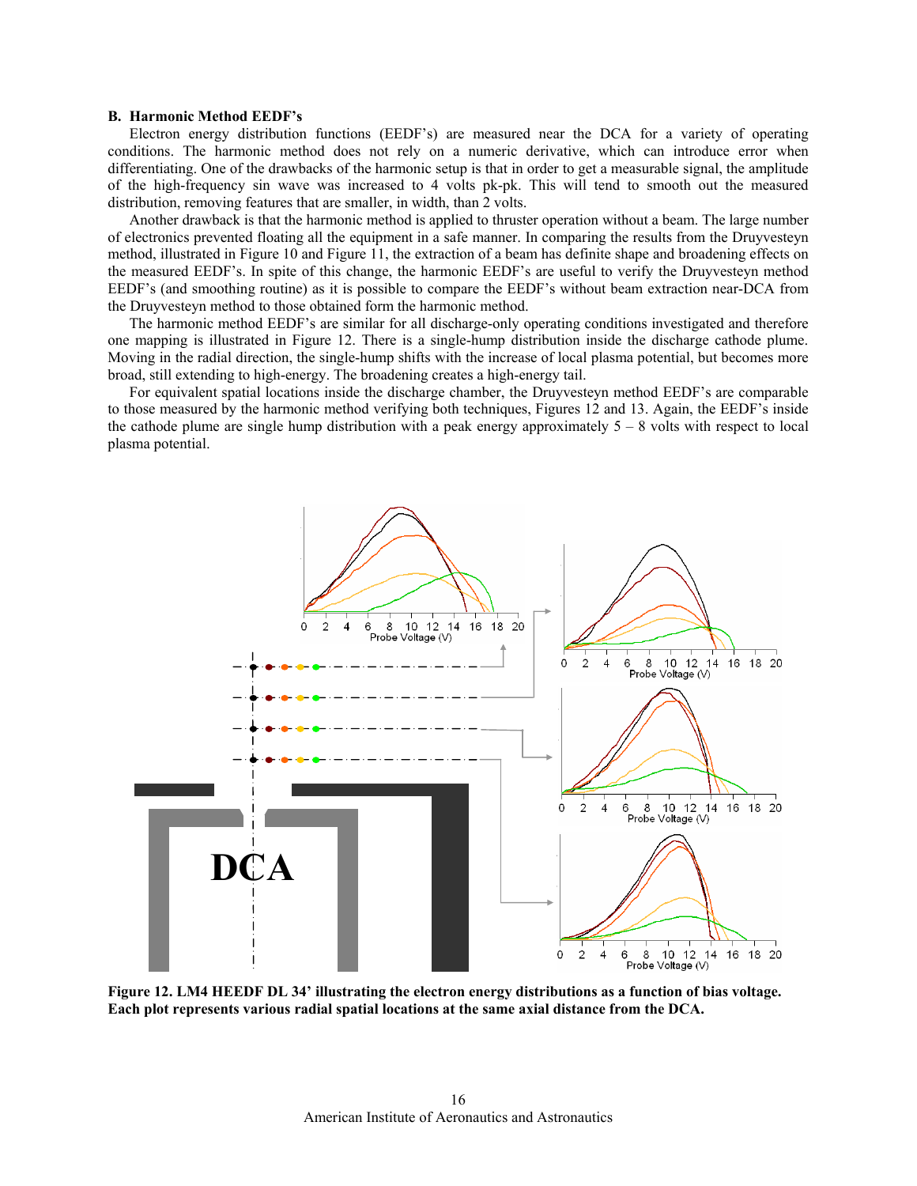### B. Harmonic Method EEDF's

Electron energy distribution functions (EEDF's) are measured near the DCA for a variety of operating conditions. The harmonic method does not rely on a numeric derivative, which can introduce error when differentiating. One of the drawbacks of the harmonic setup is that in order to get a measurable signal, the amplitude of the high-frequency sin wave was increased to 4 volts pk-pk. This will tend to smooth out the measured distribution, removing features that are smaller, in width, than 2 volts.

Another drawback is that the harmonic method is applied to thruster operation without a beam. The large number of electronics prevented floating all the equipment in a safe manner. In comparing the results from the Druyvesteyn method, illustrated in Figure 10 and Figure 11, the extraction of a beam has definite shape and broadening effects on the measured EEDF's. In spite of this change, the harmonic EEDF's are useful to verify the Druyvesteyn method EEDF's (and smoothing routine) as it is possible to compare the EEDF's without beam extraction near-DCA from the Druyvesteyn method to those obtained form the harmonic method.

The harmonic method EEDF's are similar for all discharge-only operating conditions investigated and therefore one mapping is illustrated in Figure 12. There is a single-hump distribution inside the discharge cathode plume. Moving in the radial direction, the single-hump shifts with the increase of local plasma potential, but becomes more broad, still extending to high-energy. The broadening creates a high-energy tail.

For equivalent spatial locations inside the discharge chamber, the Druyvesteyn method EEDF's are comparable to those measured by the harmonic method verifying both techniques, Figures 12 and 13. Again, the EEDF's inside the cathode plume are single hump distribution with a peak energy approximately 5 – 8 volts with respect to local plasma potential.

**Figure 12. LM4 HEEDF DL 34' illustrating the electron energy distributions as a function of bias voltage. Each plot represents various radial spatial locations at the same axial distance from the DCA.**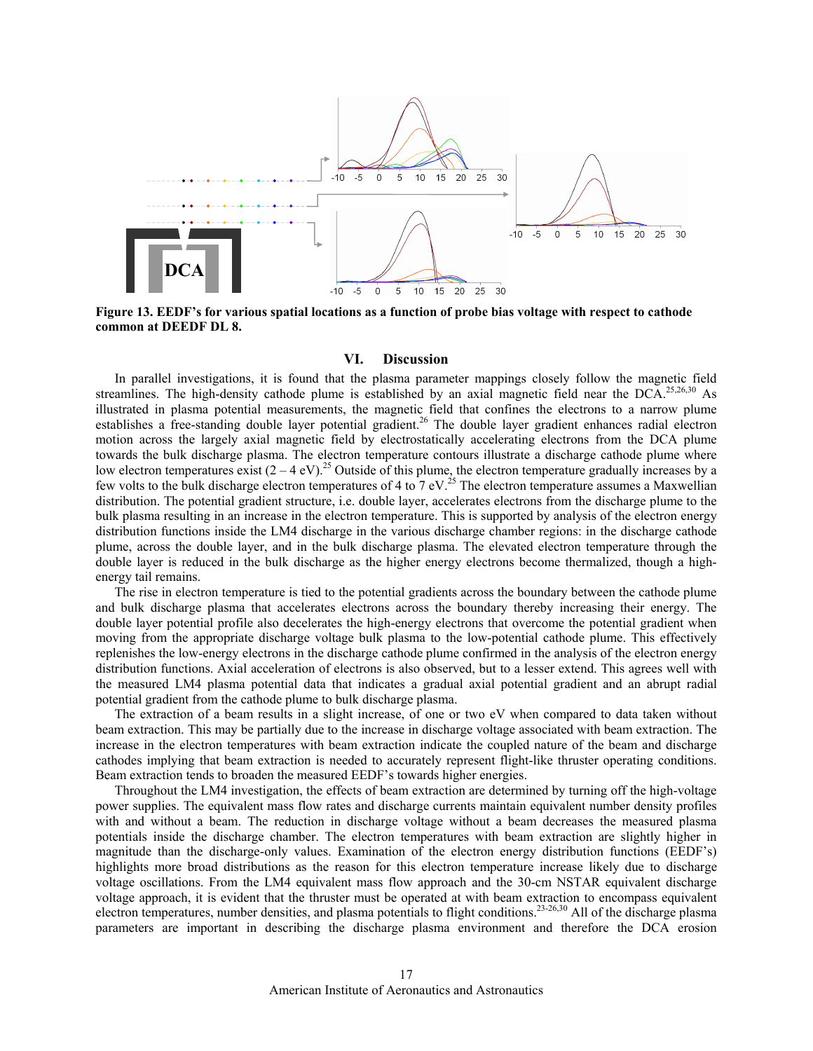DCA

-10 -5 0 5 10 15 20 25 30

-10 -5 0 5 10 15 20 25 30

-10 -5 0 5 10 15 20 25 30

**Figure 13. EEDF's for various spatial locations as a function of probe bias voltage with respect to cathode common at DEEDF DL 8.**

## VI. Discussion

In parallel investigations, it is found that the plasma parameter mappings closely follow the magnetic field streamlines. The high-density cathode plume is established by an axial magnetic field near the DCA.[25,26,30] As illustrated in plasma potential measurements, the magnetic field that confines the electrons to a narrow plume establishes a free-standing double layer potential gradient.[26] The double layer gradient enhances radial electron motion across the largely axial magnetic field by electrostatically accelerating electrons from the DCA plume towards the bulk discharge plasma. The electron temperature contours illustrate a discharge cathode plume where low electron temperatures exist (2 – 4 eV).[25] Outside of this plume, the electron temperature gradually increases by a few volts to the bulk discharge electron temperatures of 4 to 7 eV.[25] The electron temperature assumes a Maxwellian distribution. The potential gradient structure, i.e. double layer, accelerates electrons from the discharge plume to the bulk plasma resulting in an increase in the electron temperature. This is supported by analysis of the electron energy distribution functions inside the LM4 discharge in the various discharge chamber regions: in the discharge cathode plume, across the double layer, and in the bulk discharge plasma. The elevated electron temperature through the double layer is reduced in the bulk discharge as the higher energy electrons become thermalized, though a high-energy tail remains.

The rise in electron temperature is tied to the potential gradients across the boundary between the cathode plume and bulk discharge plasma that accelerates electrons across the boundary thereby increasing their energy. The double layer potential profile also decelerates the high-energy electrons that overcome the potential gradient when moving from the appropriate discharge voltage bulk plasma to the low-potential cathode plume. This effectively replenishes the low-energy electrons in the discharge cathode plume confirmed in the analysis of the electron energy distribution functions. Axial acceleration of electrons is also observed, but to a lesser extend. This agrees well with the measured LM4 plasma potential data that indicates a gradual axial potential gradient and an abrupt radial potential gradient from the cathode plume to bulk discharge plasma.

The extraction of a beam results in a slight increase, of one or two eV when compared to data taken without beam extraction. This may be partially due to the increase in discharge voltage associated with beam extraction. The increase in the electron temperatures with beam extraction indicate the coupled nature of the beam and discharge cathodes implying that beam extraction is needed to accurately represent flight-like thruster operating conditions. Beam extraction tends to broaden the measured EEDF's towards higher energies.

Throughout the LM4 investigation, the effects of beam extraction are determined by turning off the high-voltage power supplies. The equivalent mass flow rates and discharge currents maintain equivalent number density profiles with and without a beam. The reduction in discharge voltage without a beam decreases the measured plasma potentials inside the discharge chamber. The electron temperatures with beam extraction are slightly higher in magnitude than the discharge-only values. Examination of the electron energy distribution functions (EEDF's) highlights more broad distributions as the reason for this electron temperature increase likely due to discharge voltage oscillations. From the LM4 equivalent mass flow approach and the 30-cm NSTAR equivalent discharge voltage approach, it is evident that the thruster must be operated at with beam extraction to encompass equivalent electron temperatures, number densities, and plasma potentials to flight conditions.[23-26,30] All of the discharge plasma parameters are important in describing the discharge plasma environment and therefore the DCA erosion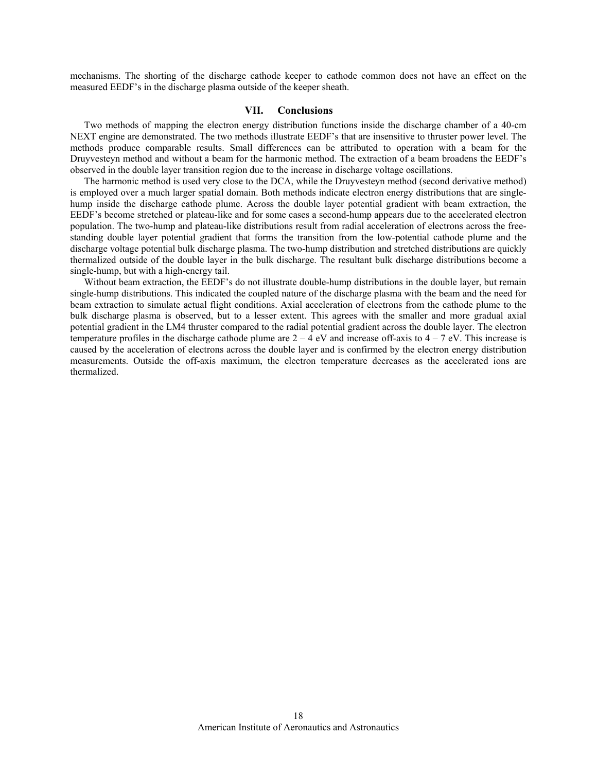mechanisms. The shorting of the discharge cathode keeper to cathode common does not have an effect on the measured EEDF's in the discharge plasma outside of the keeper sheath.

## VII. Conclusions

Two methods of mapping the electron energy distribution functions inside the discharge chamber of a 40-cm NEXT engine are demonstrated. The two methods illustrate EEDF's that are insensitive to thruster power level. The methods produce comparable results. Small differences can be attributed to operation with a beam for the Druyvesteyn method and without a beam for the harmonic method. The extraction of a beam broadens the EEDF's observed in the double layer transition region due to the increase in discharge voltage oscillations.

The harmonic method is used very close to the DCA, while the Druyvesteyn method (second derivative method) is employed over a much larger spatial domain. Both methods indicate electron energy distributions that are single-hump inside the discharge cathode plume. Across the double layer potential gradient with beam extraction, the EEDF's become stretched or plateau-like and for some cases a second-hump appears due to the accelerated electron population. The two-hump and plateau-like distributions result from radial acceleration of electrons across the free-standing double layer potential gradient that forms the transition from the low-potential cathode plume and the discharge voltage potential bulk discharge plasma. The two-hump distribution and stretched distributions are quickly thermalized outside of the double layer in the bulk discharge. The resultant bulk discharge distributions become a single-hump, but with a high-energy tail.

Without beam extraction, the EEDF's do not illustrate double-hump distributions in the double layer, but remain single-hump distributions. This indicated the coupled nature of the discharge plasma with the beam and the need for beam extraction to simulate actual flight conditions. Axial acceleration of electrons from the cathode plume to the bulk discharge plasma is observed, but to a lesser extent. This agrees with the smaller and more gradual axial potential gradient in the LM4 thruster compared to the radial potential gradient across the double layer. The electron temperature profiles in the discharge cathode plume are 2 – 4 eV and increase off-axis to 4 – 7 eV. This increase is caused by the acceleration of electrons across the double layer and is confirmed by the electron energy distribution measurements. Outside the off-axis maximum, the electron temperature decreases as the accelerated ions are thermalized.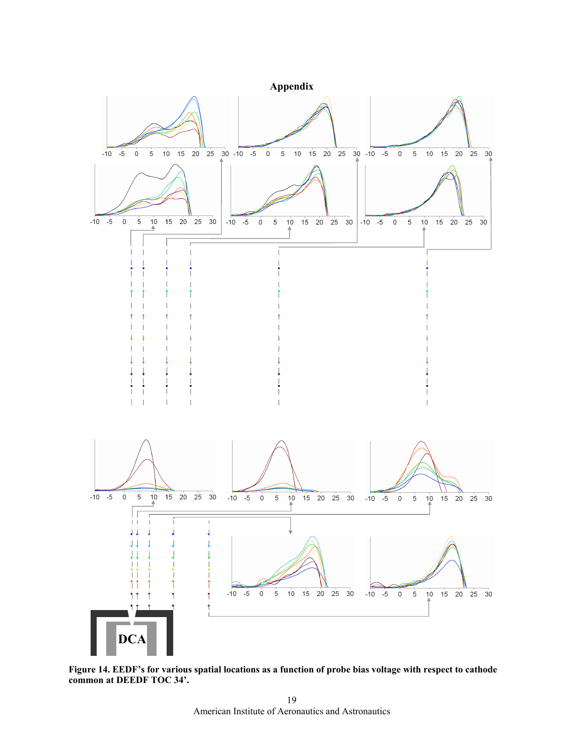# Appendix

**Figure 14. EEDF's for various spatial locations as a function of probe bias voltage with respect to cathode common at DEEDF TOC 34'.**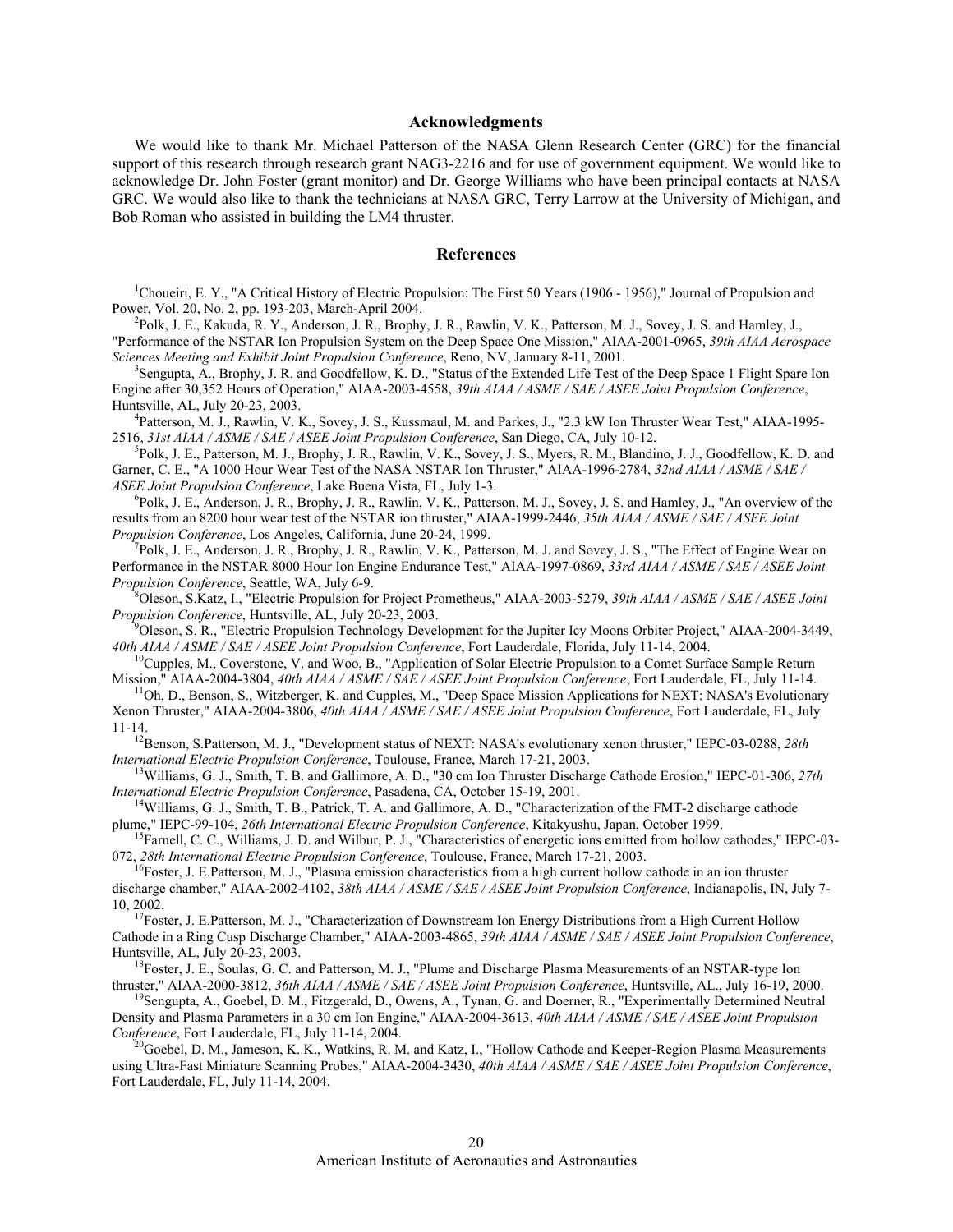## Acknowledgments

We would like to thank Mr. Michael Patterson of the NASA Glenn Research Center (GRC) for the financial support of this research through research grant NAG3-2216 and for use of government equipment. We would like to acknowledge Dr. John Foster (grant monitor) and Dr. George Williams who have been principal contacts at NASA GRC. We would also like to thank the technicians at NASA GRC, Terry Larrow at the University of Michigan, and Bob Roman who assisted in building the LM4 thruster.

## References

[1]Choueiri, E. Y., "A Critical History of Electric Propulsion: The First 50 Years (1906 - 1956)," Journal of Propulsion and Power, Vol. 20, No. 2, pp. 193-203, March-April 2004.

[2]Polk, J. E., Kakuda, R. Y., Anderson, J. R., Brophy, J. R., Rawlin, V. K., Patterson, M. J., Sovey, J. S. and Hamley, J., "Performance of the NSTAR Ion Propulsion System on the Deep Space One Mission," AIAA-2001-0965, *39th AIAA Aerospace Sciences Meeting and Exhibit Joint Propulsion Conference*, Reno, NV, January 8-11, 2001.

[3]Sengupta, A., Brophy, J. R. and Goodfellow, K. D., "Status of the Extended Life Test of the Deep Space 1 Flight Spare Ion Engine after 30,352 Hours of Operation," AIAA-2003-4558, *39th AIAA / ASME / SAE / ASEE Joint Propulsion Conference*, Huntsville, AL, July 20-23, 2003.

[4]Patterson, M. J., Rawlin, V. K., Sovey, J. S., Kussmaul, M. and Parkes, J., "2.3 kW Ion Thruster Wear Test," AIAA-1995-2516, *31st AIAA / ASME / SAE / ASEE Joint Propulsion Conference*, San Diego, CA, July 10-12.

[5]Polk, J. E., Patterson, M. J., Brophy, J. R., Rawlin, V. K., Sovey, J. S., Myers, R. M., Blandino, J. J., Goodfellow, K. D. and Garner, C. E., "A 1000 Hour Wear Test of the NASA NSTAR Ion Thruster," AIAA-1996-2784, *32nd AIAA / ASME / SAE / ASEE Joint Propulsion Conference*, Lake Buena Vista, FL, July 1-3.

[6]Polk, J. E., Anderson, J. R., Brophy, J. R., Rawlin, V. K., Patterson, M. J., Sovey, J. S. and Hamley, J., "An overview of the results from an 8200 hour wear test of the NSTAR ion thruster," AIAA-1999-2446, *35th AIAA / ASME / SAE / ASEE Joint Propulsion Conference*, Los Angeles, California, June 20-24, 1999.

[7]Polk, J. E., Anderson, J. R., Brophy, J. R., Rawlin, V. K., Patterson, M. J. and Sovey, J. S., "The Effect of Engine Wear on Performance in the NSTAR 8000 Hour Ion Engine Endurance Test," AIAA-1997-0869, *33rd AIAA / ASME / SAE / ASEE Joint Propulsion Conference*, Seattle, WA, July 6-9.

[8]Oleson, S.Katz, I., "Electric Propulsion for Project Prometheus," AIAA-2003-5279, *39th AIAA / ASME / SAE / ASEE Joint Propulsion Conference*, Huntsville, AL, July 20-23, 2003.

[9]Oleson, S. R., "Electric Propulsion Technology Development for the Jupiter Icy Moons Orbiter Project," AIAA-2004-3449, *40th AIAA / ASME / SAE / ASEE Joint Propulsion Conference*, Fort Lauderdale, Florida, July 11-14, 2004.

[10]Cupples, M., Coverstone, V. and Woo, B., "Application of Solar Electric Propulsion to a Comet Surface Sample Return Mission," AIAA-2004-3804, *40th AIAA / ASME / SAE / ASEE Joint Propulsion Conference*, Fort Lauderdale, FL, July 11-14.

[11]Oh, D., Benson, S., Witzberger, K. and Cupples, M., "Deep Space Mission Applications for NEXT: NASA's Evolutionary Xenon Thruster," AIAA-2004-3806, *40th AIAA / ASME / SAE / ASEE Joint Propulsion Conference*, Fort Lauderdale, FL, July 11-14.

[12]Benson, S.Patterson, M. J., "Development status of NEXT: NASA's evolutionary xenon thruster," IEPC-03-0288, *28th International Electric Propulsion Conference*, Toulouse, France, March 17-21, 2003.

[13]Williams, G. J., Smith, T. B. and Gallimore, A. D., "30 cm Ion Thruster Discharge Cathode Erosion," IEPC-01-306, *27th International Electric Propulsion Conference*, Pasadena, CA, October 15-19, 2001.

[14]Williams, G. J., Smith, T. B., Patrick, T. A. and Gallimore, A. D., "Characterization of the FMT-2 discharge cathode plume," IEPC-99-104, *26th International Electric Propulsion Conference*, Kitakyushu, Japan, October 1999.

[15]Farnell, C. C., Williams, J. D. and Wilbur, P. J., "Characteristics of energetic ions emitted from hollow cathodes," IEPC-03-072, *28th International Electric Propulsion Conference*, Toulouse, France, March 17-21, 2003.

[16]Foster, J. E.Patterson, M. J., "Plasma emission characteristics from a high current hollow cathode in an ion thruster discharge chamber," AIAA-2002-4102, *38th AIAA / ASME / SAE / ASEE Joint Propulsion Conference*, Indianapolis, IN, July 7-10, 2002.

[17]Foster, J. E.Patterson, M. J., "Characterization of Downstream Ion Energy Distributions from a High Current Hollow Cathode in a Ring Cusp Discharge Chamber," AIAA-2003-4865, *39th AIAA / ASME / SAE / ASEE Joint Propulsion Conference*, Huntsville, AL, July 20-23, 2003.

[18]Foster, J. E., Soulas, G. C. and Patterson, M. J., "Plume and Discharge Plasma Measurements of an NSTAR-type Ion thruster," AIAA-2000-3812, *36th AIAA / ASME / SAE / ASEE Joint Propulsion Conference*, Huntsville, AL., July 16-19, 2000.

[19]Sengupta, A., Goebel, D. M., Fitzgerald, D., Owens, A., Tynan, G. and Doerner, R., "Experimentally Determined Neutral Density and Plasma Parameters in a 30 cm Ion Engine," AIAA-2004-3613, *40th AIAA / ASME / SAE / ASEE Joint Propulsion Conference*, Fort Lauderdale, FL, July 11-14, 2004.

[20]Goebel, D. M., Jameson, K. K., Watkins, R. M. and Katz, I., "Hollow Cathode and Keeper-Region Plasma Measurements using Ultra-Fast Miniature Scanning Probes," AIAA-2004-3430, *40th AIAA / ASME / SAE / ASEE Joint Propulsion Conference*, Fort Lauderdale, FL, July 11-14, 2004.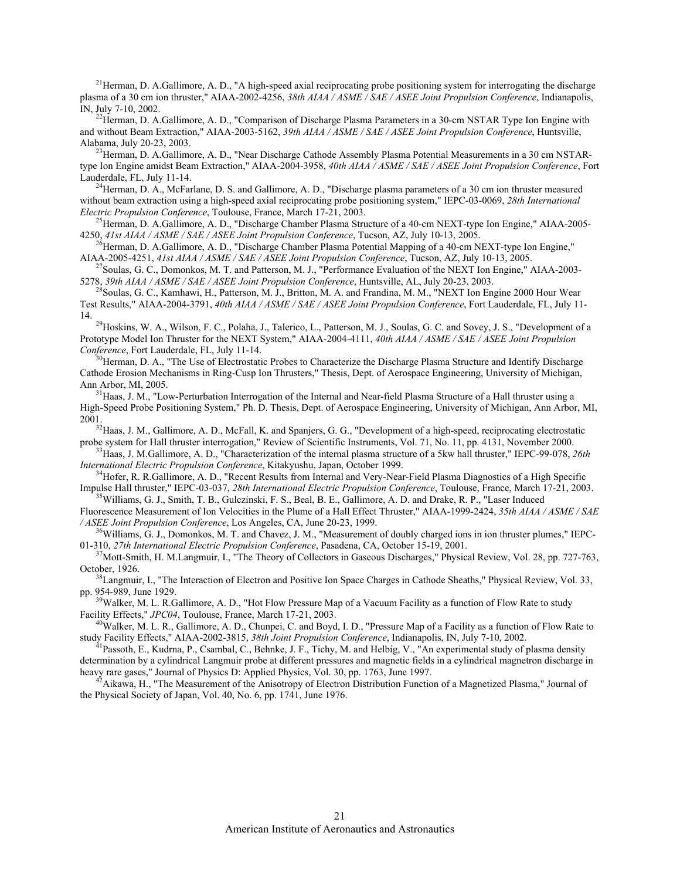[21]Herman, D. A.Gallimore, A. D., "A high-speed axial reciprocating probe positioning system for interrogating the discharge plasma of a 30 cm ion thruster," AIAA-2002-4256, *38th AIAA / ASME / SAE / ASEE Joint Propulsion Conference*, Indianapolis, IN, July 7-10, 2002.

[22]Herman, D. A.Gallimore, A. D., "Comparison of Discharge Plasma Parameters in a 30-cm NSTAR Type Ion Engine with and without Beam Extraction," AIAA-2003-5162, *39th AIAA / ASME / SAE / ASEE Joint Propulsion Conference*, Huntsville, Alabama, July 20-23, 2003.

[23]Herman, D. A.Gallimore, A. D., "Near Discharge Cathode Assembly Plasma Potential Measurements in a 30 cm NSTAR-type Ion Engine amidst Beam Extraction," AIAA-2004-3958, *40th AIAA / ASME / SAE / ASEE Joint Propulsion Conference*, Fort Lauderdale, FL, July 11-14.

[24]Herman, D. A., McFarlane, D. S. and Gallimore, A. D., "Discharge plasma parameters of a 30 cm ion thruster measured without beam extraction using a high-speed axial reciprocating probe positioning system," IEPC-03-0069, *28th International Electric Propulsion Conference*, Toulouse, France, March 17-21, 2003.

[25]Herman, D. A.Gallimore, A. D., "Discharge Chamber Plasma Structure of a 40-cm NEXT-type Ion Engine," AIAA-2005-4250, *41st AIAA / ASME / SAE / ASEE Joint Propulsion Conference*, Tucson, AZ, July 10-13, 2005.

[26]Herman, D. A.Gallimore, A. D., "Discharge Chamber Plasma Potential Mapping of a 40-cm NEXT-type Ion Engine," AIAA-2005-4251, *41st AIAA / ASME / SAE / ASEE Joint Propulsion Conference*, Tucson, AZ, July 10-13, 2005.

[27]Soulas, G. C., Domonkos, M. T. and Patterson, M. J., "Performance Evaluation of the NEXT Ion Engine," AIAA-2003-5278, *39th AIAA / ASME / SAE / ASEE Joint Propulsion Conference*, Huntsville, AL, July 20-23, 2003.

[28]Soulas, G. C., Kamhawi, H., Patterson, M. J., Britton, M. A. and Frandina, M. M., "NEXT Ion Engine 2000 Hour Wear Test Results," AIAA-2004-3791, *40th AIAA / ASME / SAE / ASEE Joint Propulsion Conference*, Fort Lauderdale, FL, July 11-14.

[29]Hoskins, W. A., Wilson, F. C., Polaha, J., Talerico, L., Patterson, M. J., Soulas, G. C. and Sovey, J. S., "Development of a Prototype Model Ion Thruster for the NEXT System," AIAA-2004-4111, *40th AIAA / ASME / SAE / ASEE Joint Propulsion Conference*, Fort Lauderdale, FL, July 11-14.

[30]Herman, D. A., "The Use of Electrostatic Probes to Characterize the Discharge Plasma Structure and Identify Discharge Cathode Erosion Mechanisms in Ring-Cusp Ion Thrusters," Thesis, Dept. of Aerospace Engineering, University of Michigan, Ann Arbor, MI, 2005.

[31]Haas, J. M., "Low-Perturbation Interrogation of the Internal and Near-field Plasma Structure of a Hall thruster using a High-Speed Probe Positioning System," Ph. D. Thesis, Dept. of Aerospace Engineering, University of Michigan, Ann Arbor, MI, 2001.

[32]Haas, J. M., Gallimore, A. D., McFall, K. and Spanjers, G. G., "Development of a high-speed, reciprocating electrostatic probe system for Hall thruster interrogation," Review of Scientific Instruments, Vol. 71, No. 11, pp. 4131, November 2000.

[33]Haas, J. M.Gallimore, A. D., "Characterization of the internal plasma structure of a 5kw hall thruster," IEPC-99-078, *26th International Electric Propulsion Conference*, Kitakyushu, Japan, October 1999.

[34]Hofer, R. R.Gallimore, A. D., "Recent Results from Internal and Very-Near-Field Plasma Diagnostics of a High Specific Impulse Hall thruster," IEPC-03-037, *28th International Electric Propulsion Conference*, Toulouse, France, March 17-21, 2003.

[35]Williams, G. J., Smith, T. B., Gulczinski, F. S., Beal, B. E., Gallimore, A. D. and Drake, R. P., "Laser Induced Fluorescence Measurement of Ion Velocities in the Plume of a Hall Effect Thruster," AIAA-1999-2424, *35th AIAA / ASME / SAE / ASEE Joint Propulsion Conference*, Los Angeles, CA, June 20-23, 1999.

[36]Williams, G. J., Domonkos, M. T. and Chavez, J. M., "Measurement of doubly charged ions in ion thruster plumes," IEPC-01-310, *27th International Electric Propulsion Conference*, Pasadena, CA, October 15-19, 2001.

[37]Mott-Smith, H. M.Langmuir, I., "The Theory of Collectors in Gaseous Discharges," Physical Review, Vol. 28, pp. 727-763, October, 1926.

[38]Langmuir, I., "The Interaction of Electron and Positive Ion Space Charges in Cathode Sheaths," Physical Review, Vol. 33, pp. 954-989, June 1929.

[39]Walker, M. L. R.Gallimore, A. D., "Hot Flow Pressure Map of a Vacuum Facility as a function of Flow Rate to study Facility Effects," *JPC04*, Toulouse, France, March 17-21, 2003.

[40]Walker, M. L. R., Gallimore, A. D., Chunpei, C. and Boyd, I. D., "Pressure Map of a Facility as a function of Flow Rate to study Facility Effects," AIAA-2002-3815, *38th Joint Propulsion Conference*, Indianapolis, IN, July 7-10, 2002.

[41]Passoth, E., Kudrna, P., Csambal, C., Behnke, J. F., Tichy, M. and Helbig, V., "An experimental study of plasma density determination by a cylindrical Langmuir probe at different pressures and magnetic fields in a cylindrical magnetron discharge in heavy rare gases," Journal of Physics D: Applied Physics, Vol. 30, pp. 1763, June 1997.

[42]Aikawa, H., "The Measurement of the Anisotropy of Electron Distribution Function of a Magnetized Plasma," Journal of the Physical Society of Japan, Vol. 40, No. 6, pp. 1741, June 1976.